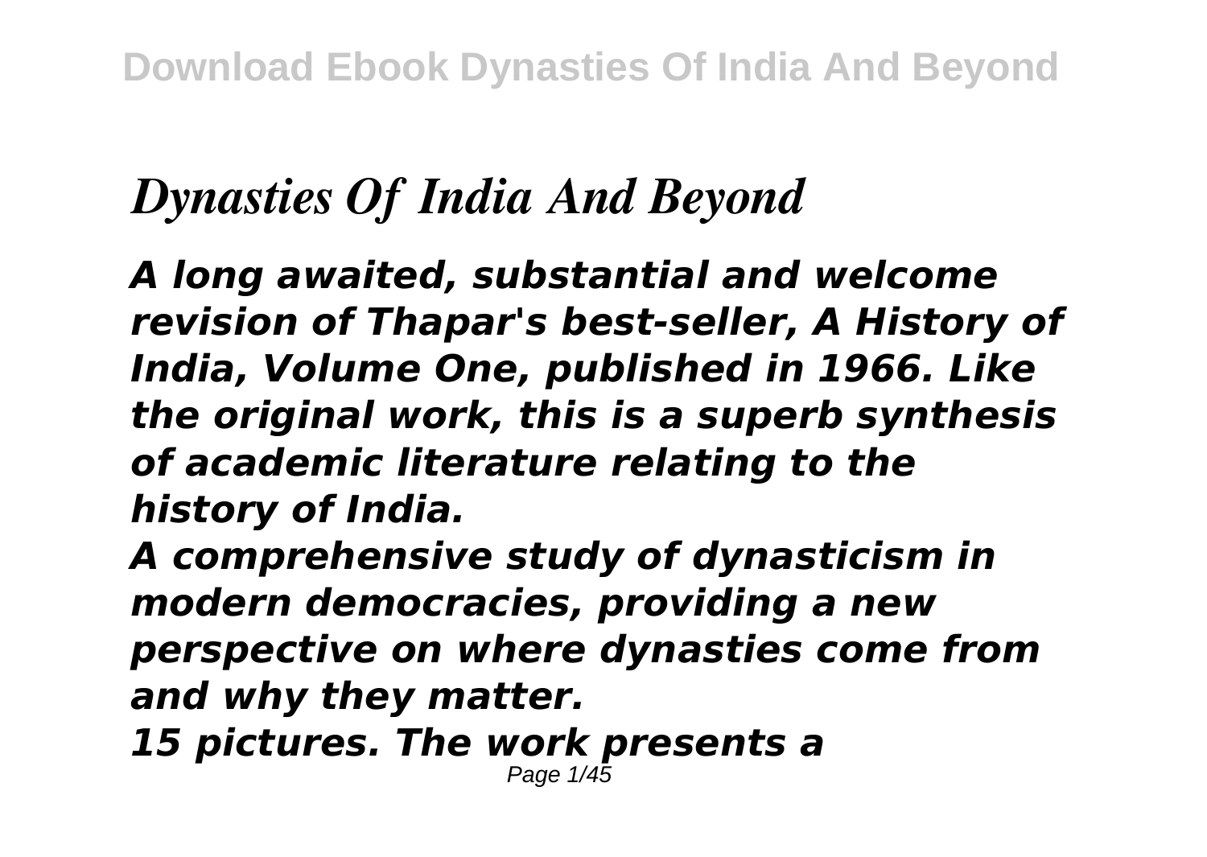# *Dynasties Of India And Beyond*

***A long awaited, substantial and welcome revision of Thapar's best-seller, A History of India, Volume One, published in 1966. Like the original work, this is a superb synthesis of academic literature relating to the history of India.***

***A comprehensive study of dynasticism in modern democracies, providing a new perspective on where dynasties come from and why they matter.***

***15 pictures. The work presents a***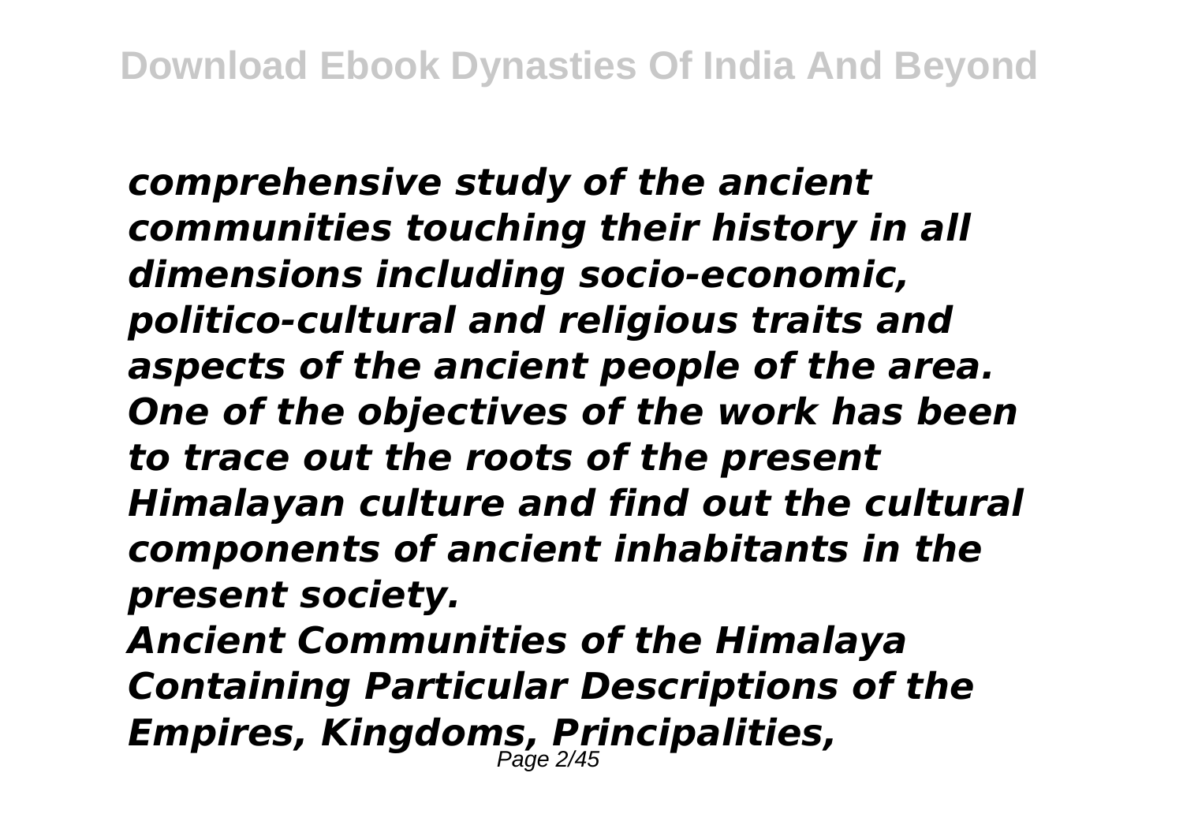*comprehensive study of the ancient communities touching their history in all dimensions including socio-economic, politico-cultural and religious traits and aspects of the ancient people of the area. One of the objectives of the work has been to trace out the roots of the present Himalayan culture and find out the cultural components of ancient inhabitants in the present society.*

*Ancient Communities of the Himalaya*

*Containing Particular Descriptions of the Empires, Kingdoms, Principalities,*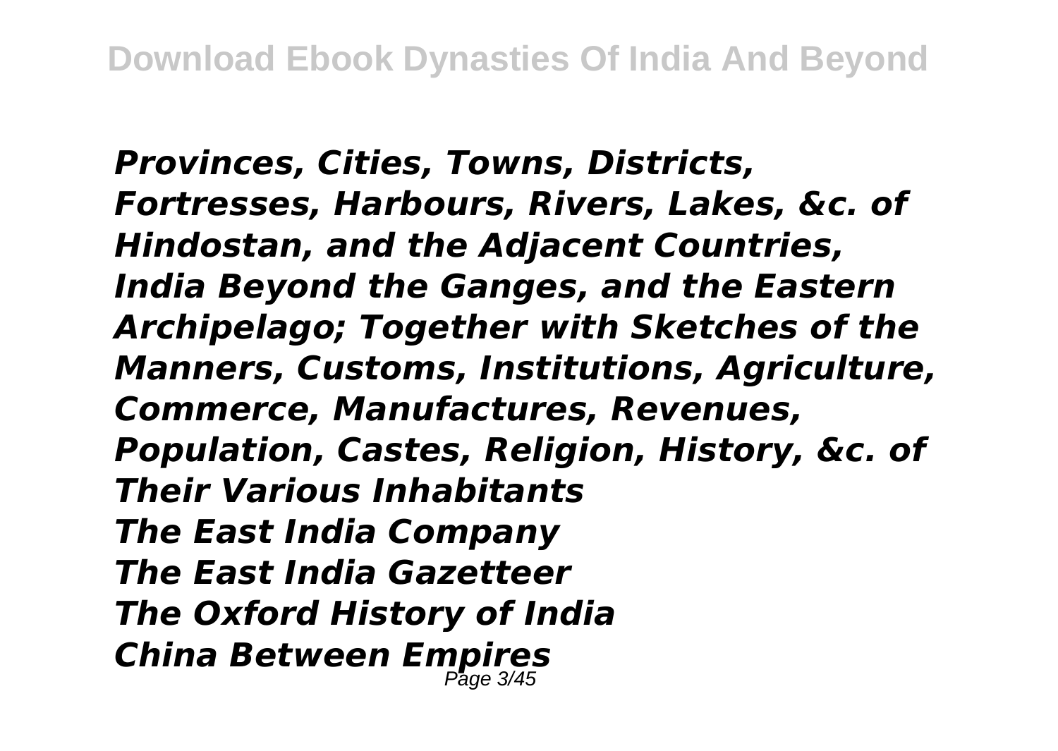*Provinces, Cities, Towns, Districts, Fortresses, Harbours, Rivers, Lakes, &c. of Hindostan, and the Adjacent Countries, India Beyond the Ganges, and the Eastern Archipelago; Together with Sketches of the Manners, Customs, Institutions, Agriculture, Commerce, Manufactures, Revenues, Population, Castes, Religion, History, &c. of Their Various Inhabitants*

*The East India Company*

*The East India Gazetteer*

*The Oxford History of India*

*China Between Empires*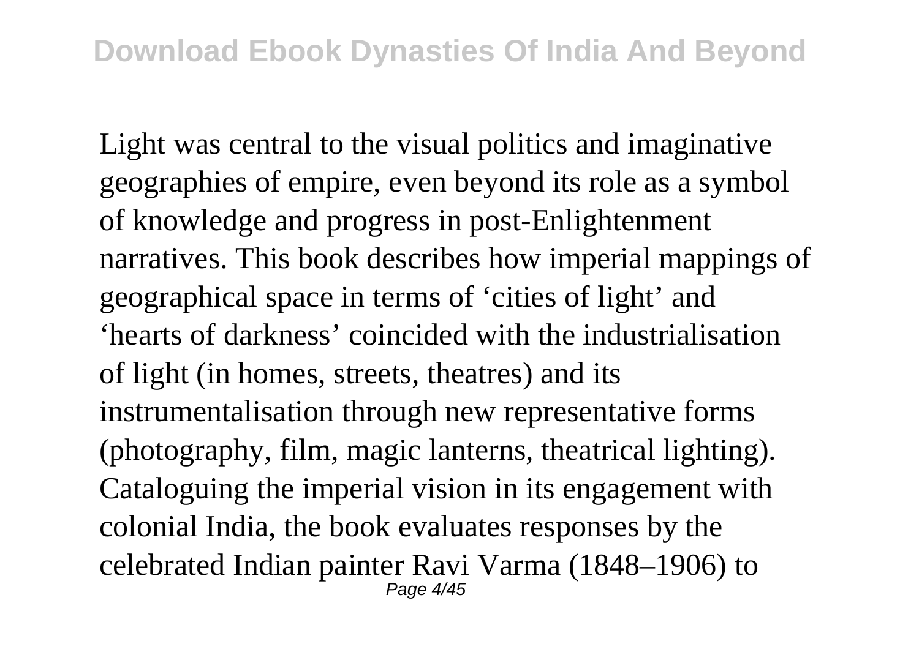Light was central to the visual politics and imaginative geographies of empire, even beyond its role as a symbol of knowledge and progress in post-Enlightenment narratives. This book describes how imperial mappings of geographical space in terms of ‘cities of light’ and ‘hearts of darkness’ coincided with the industrialisation of light (in homes, streets, theatres) and its instrumentalisation through new representative forms (photography, film, magic lanterns, theatrical lighting). Cataloguing the imperial vision in its engagement with colonial India, the book evaluates responses by the celebrated Indian painter Ravi Varma (1848–1906) to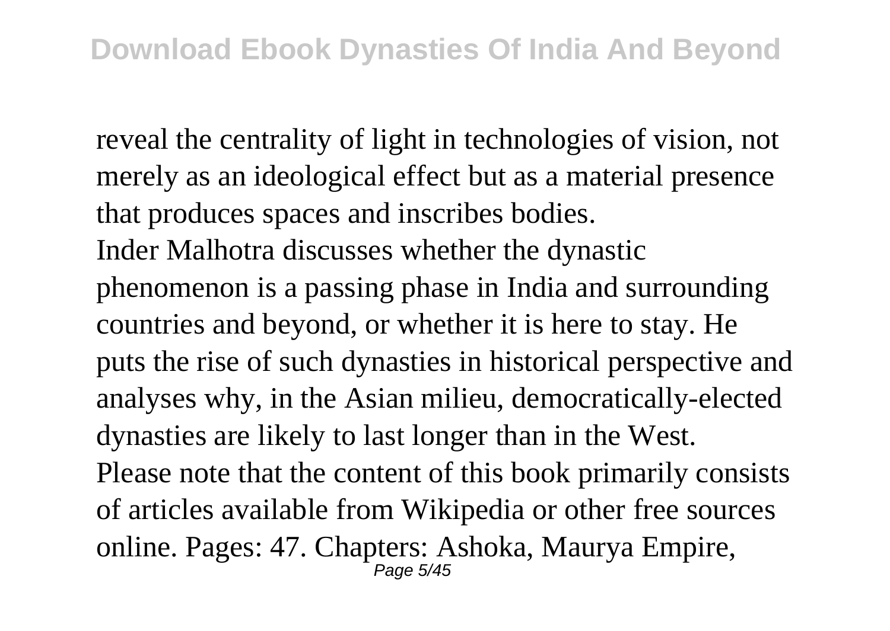reveal the centrality of light in technologies of vision, not merely as an ideological effect but as a material presence that produces spaces and inscribes bodies.

Inder Malhotra discusses whether the dynastic phenomenon is a passing phase in India and surrounding countries and beyond, or whether it is here to stay. He puts the rise of such dynasties in historical perspective and analyses why, in the Asian milieu, democratically-elected dynasties are likely to last longer than in the West.

Please note that the content of this book primarily consists of articles available from Wikipedia or other free sources online. Pages: 47. Chapters: Ashoka, Maurya Empire,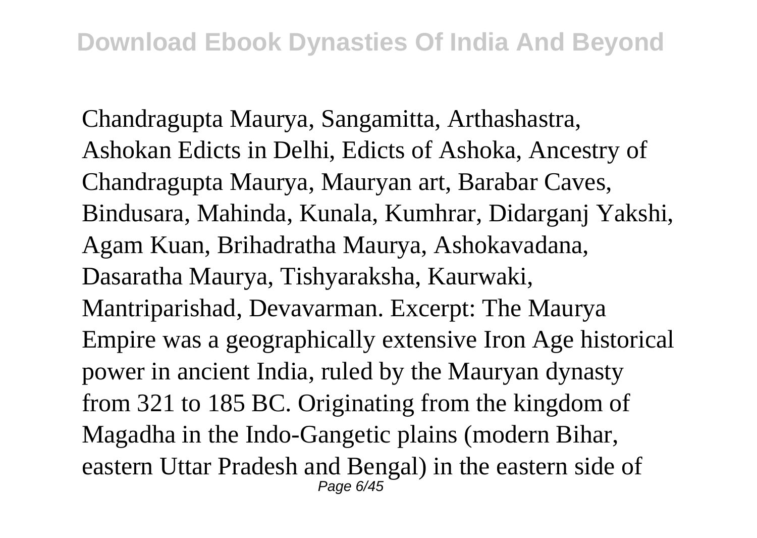Chandragupta Maurya, Sangamitta, Arthashastra, Ashokan Edicts in Delhi, Edicts of Ashoka, Ancestry of Chandragupta Maurya, Mauryan art, Barabar Caves, Bindusara, Mahinda, Kunala, Kumhrar, Didarganj Yakshi, Agam Kuan, Brihadratha Maurya, Ashokavadana, Dasaratha Maurya, Tishyaraksha, Kaurwaki, Mantriparishad, Devavarman. Excerpt: The Maurya Empire was a geographically extensive Iron Age historical power in ancient India, ruled by the Mauryan dynasty from 321 to 185 BC. Originating from the kingdom of Magadha in the Indo-Gangetic plains (modern Bihar, eastern Uttar Pradesh and Bengal) in the eastern side of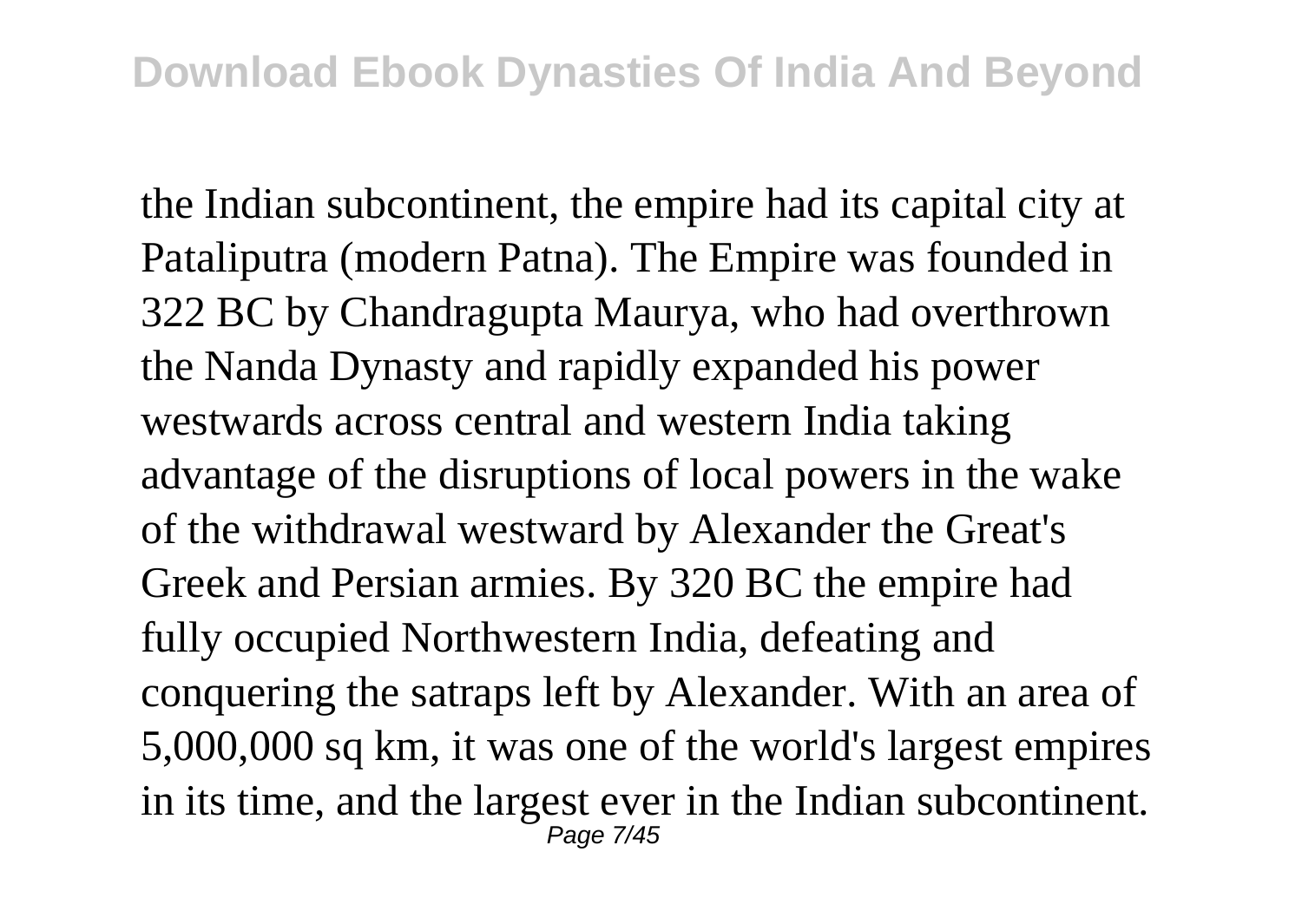the Indian subcontinent, the empire had its capital city at Pataliputra (modern Patna). The Empire was founded in 322 BC by Chandragupta Maurya, who had overthrown the Nanda Dynasty and rapidly expanded his power westwards across central and western India taking advantage of the disruptions of local powers in the wake of the withdrawal westward by Alexander the Great's Greek and Persian armies. By 320 BC the empire had fully occupied Northwestern India, defeating and conquering the satraps left by Alexander. With an area of 5,000,000 sq km, it was one of the world's largest empires in its time, and the largest ever in the Indian subcontinent.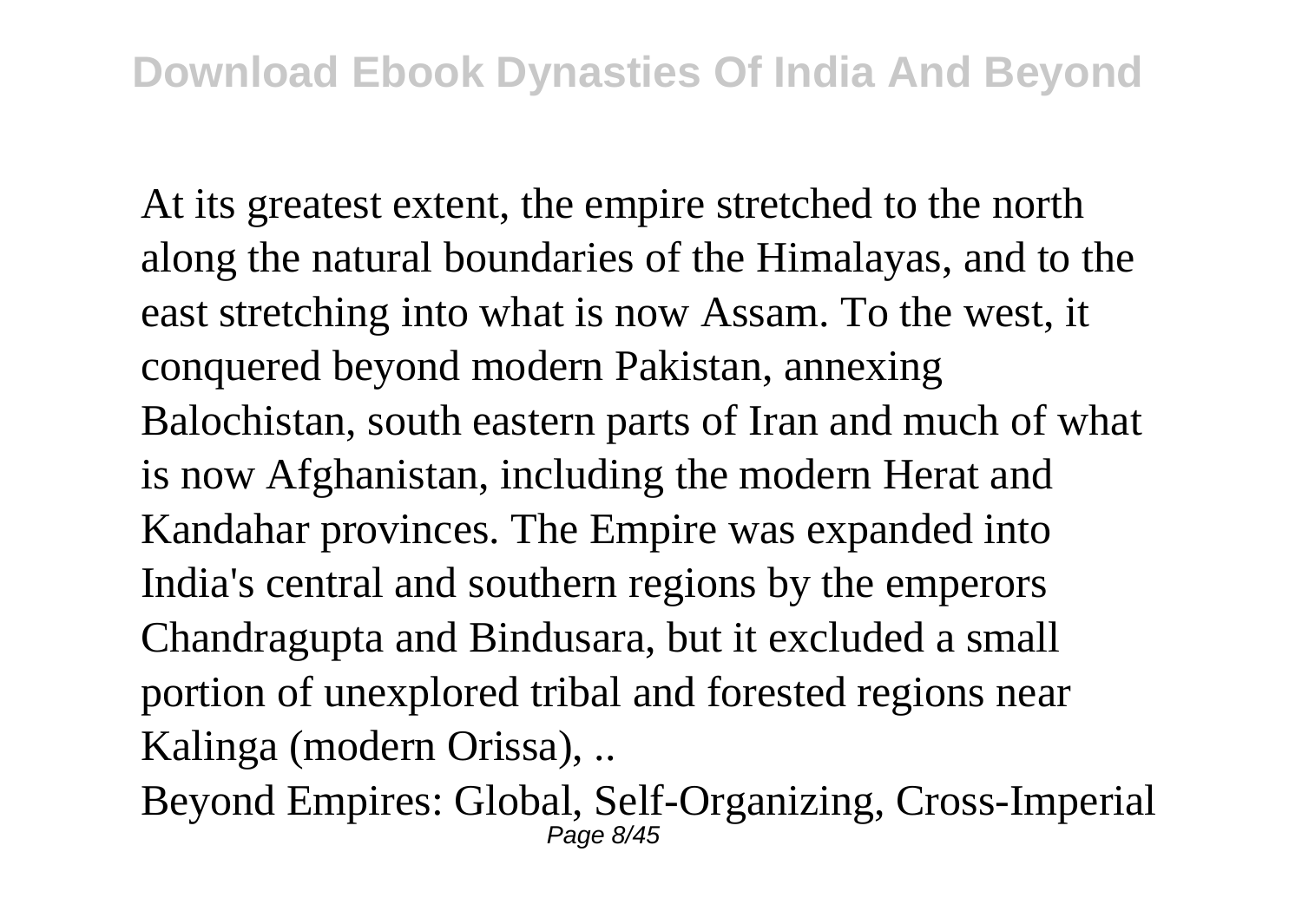At its greatest extent, the empire stretched to the north along the natural boundaries of the Himalayas, and to the east stretching into what is now Assam. To the west, it conquered beyond modern Pakistan, annexing Balochistan, south eastern parts of Iran and much of what is now Afghanistan, including the modern Herat and Kandahar provinces. The Empire was expanded into India's central and southern regions by the emperors Chandragupta and Bindusara, but it excluded a small portion of unexplored tribal and forested regions near Kalinga (modern Orissa), ..

Beyond Empires: Global, Self-Organizing, Cross-Imperial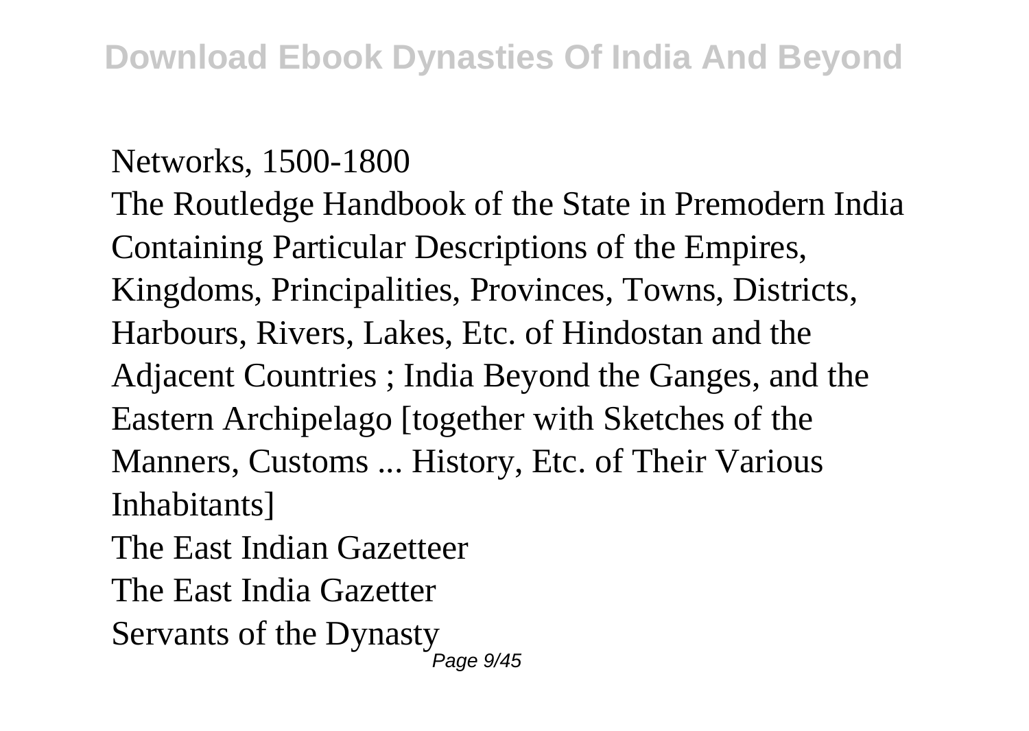Networks, 1500-1800

The Routledge Handbook of the State in Premodern India

Containing Particular Descriptions of the Empires, Kingdoms, Principalities, Provinces, Towns, Districts, Harbours, Rivers, Lakes, Etc. of Hindostan and the Adjacent Countries ; India Beyond the Ganges, and the Eastern Archipelago [together with Sketches of the Manners, Customs ... History, Etc. of Their Various Inhabitants]

The East Indian Gazetteer

The East India Gazetter

Servants of the Dynasty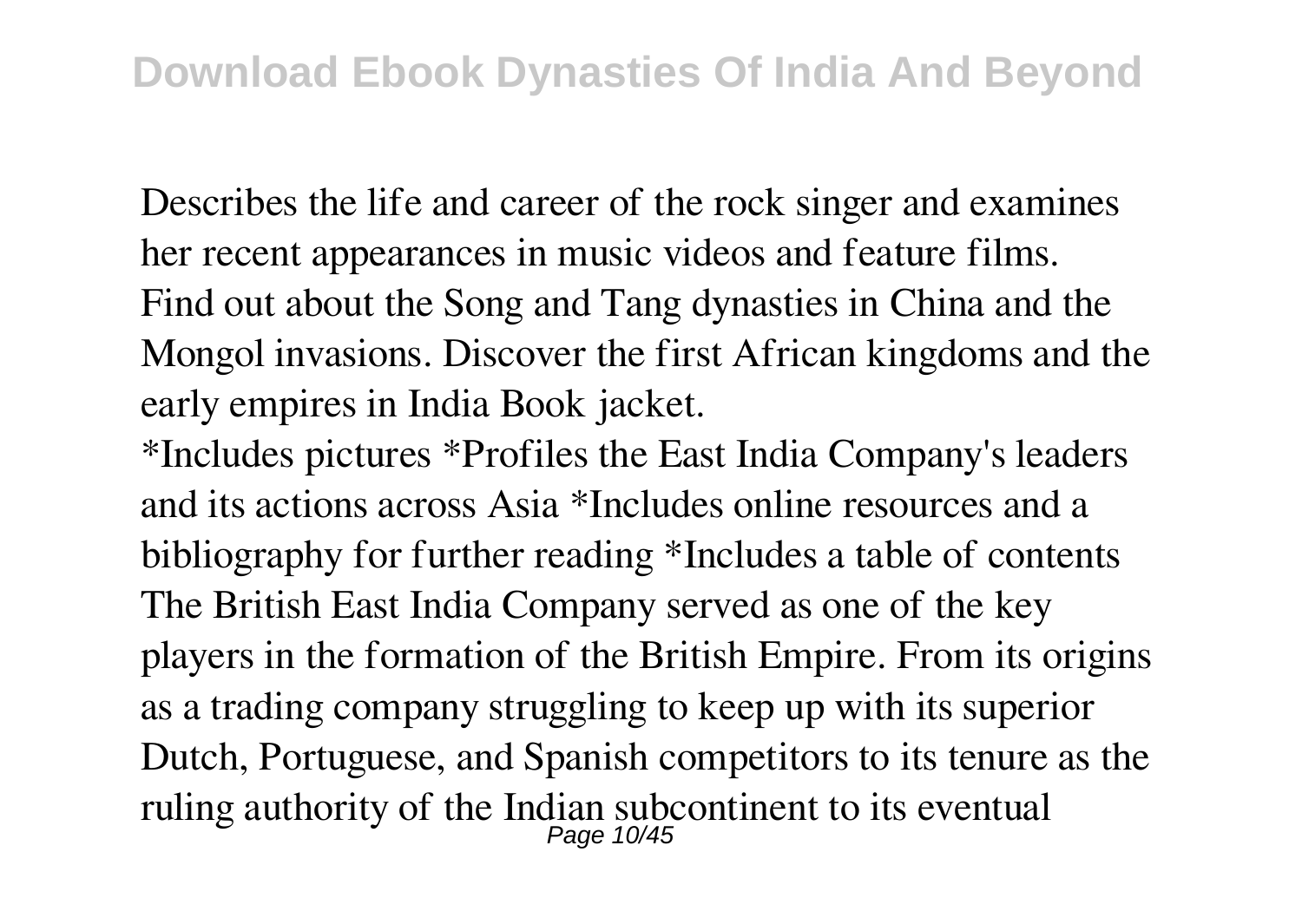Describes the life and career of the rock singer and examines her recent appearances in music videos and feature films.
Find out about the Song and Tang dynasties in China and the Mongol invasions. Discover the first African kingdoms and the early empires in India Book jacket.
*Includes pictures *Profiles the East India Company's leaders and its actions across Asia *Includes online resources and a bibliography for further reading *Includes a table of contents The British East India Company served as one of the key players in the formation of the British Empire. From its origins as a trading company struggling to keep up with its superior Dutch, Portuguese, and Spanish competitors to its tenure as the ruling authority of the Indian subcontinent to its eventual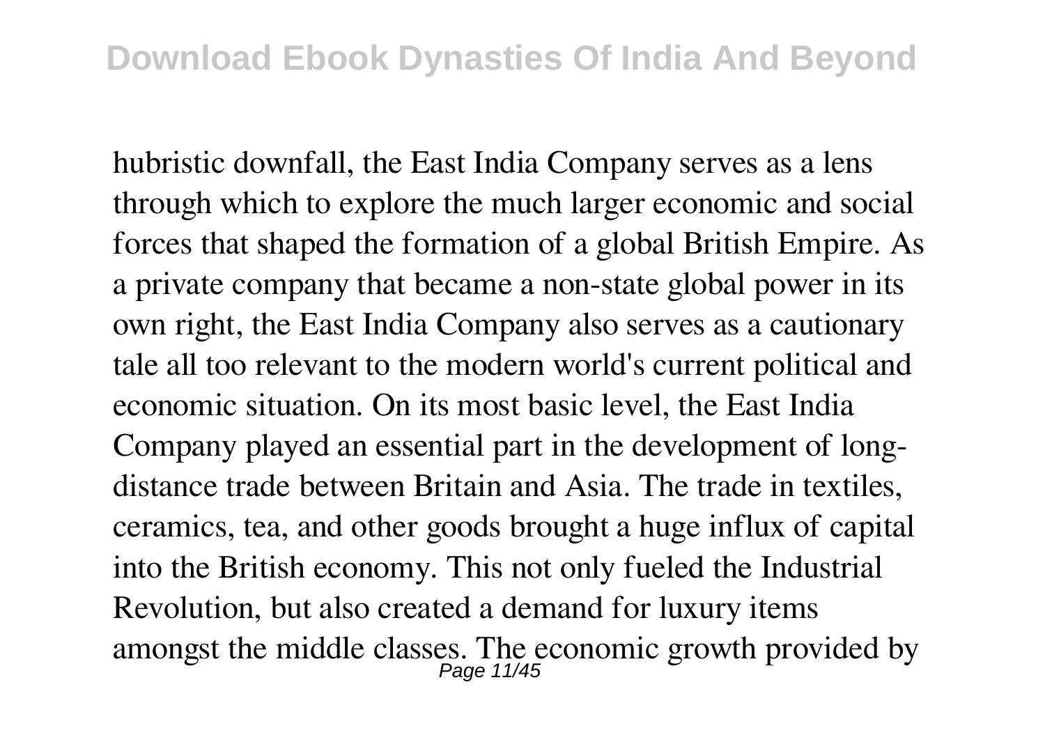hubristic downfall, the East India Company serves as a lens through which to explore the much larger economic and social forces that shaped the formation of a global British Empire. As a private company that became a non-state global power in its own right, the East India Company also serves as a cautionary tale all too relevant to the modern world's current political and economic situation. On its most basic level, the East India Company played an essential part in the development of long-distance trade between Britain and Asia. The trade in textiles, ceramics, tea, and other goods brought a huge influx of capital into the British economy. This not only fueled the Industrial Revolution, but also created a demand for luxury items amongst the middle classes. The economic growth provided by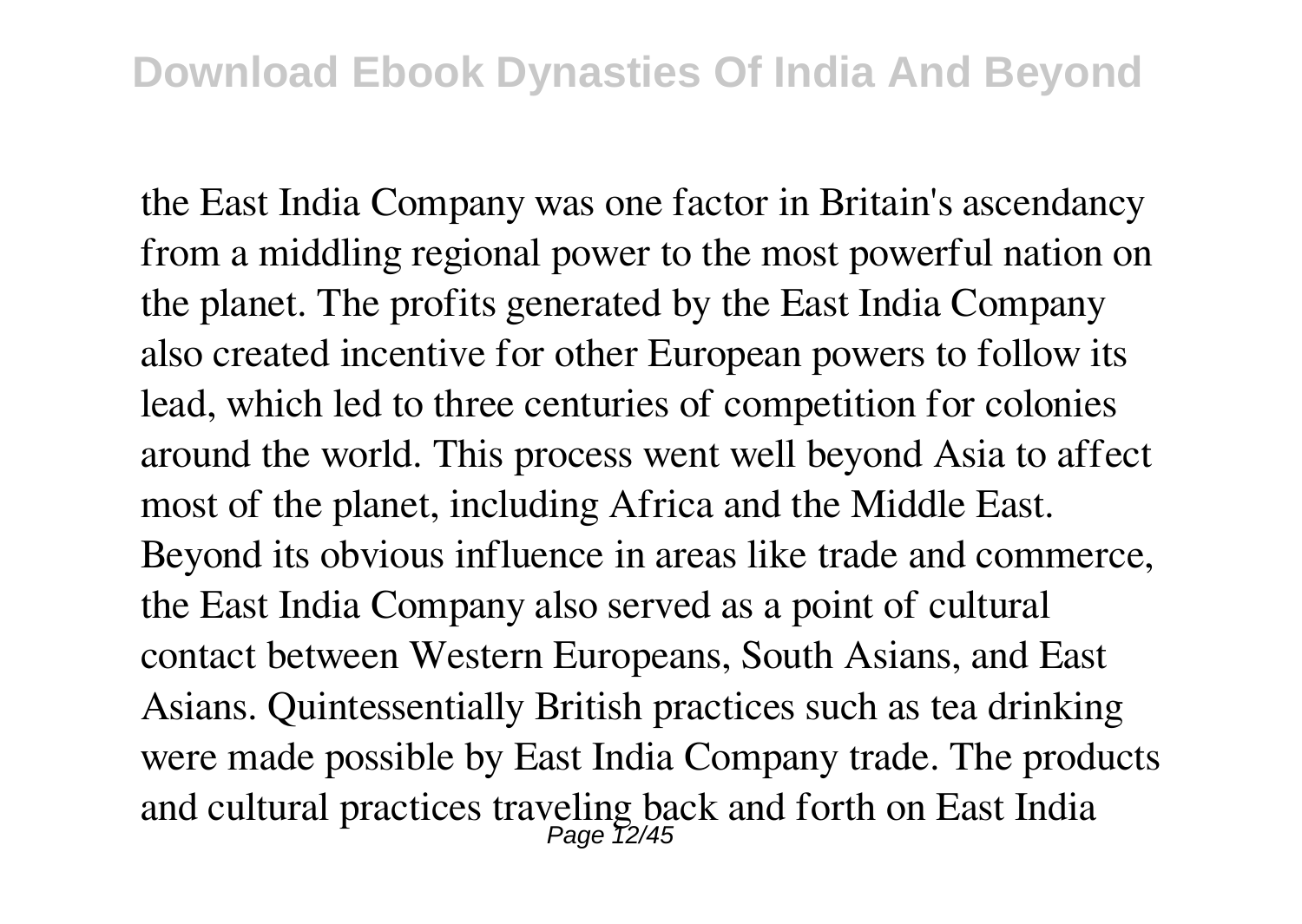the East India Company was one factor in Britain's ascendancy from a middling regional power to the most powerful nation on the planet. The profits generated by the East India Company also created incentive for other European powers to follow its lead, which led to three centuries of competition for colonies around the world. This process went well beyond Asia to affect most of the planet, including Africa and the Middle East. Beyond its obvious influence in areas like trade and commerce, the East India Company also served as a point of cultural contact between Western Europeans, South Asians, and East Asians. Quintessentially British practices such as tea drinking were made possible by East India Company trade. The products and cultural practices traveling back and forth on East India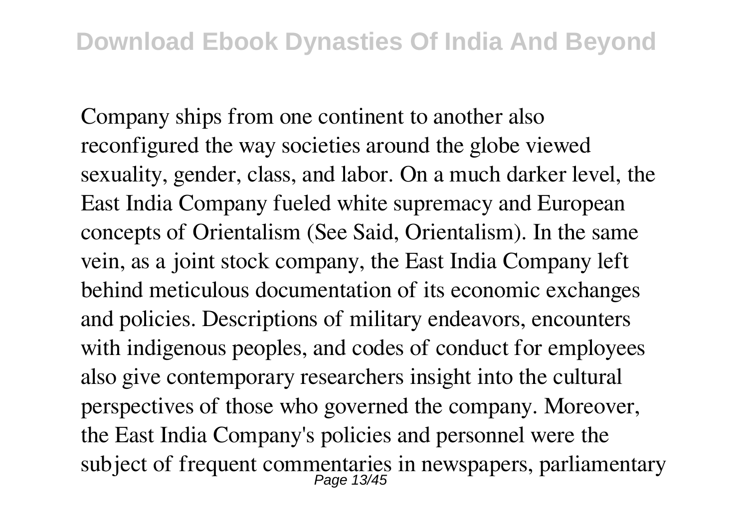Company ships from one continent to another also reconfigured the way societies around the globe viewed sexuality, gender, class, and labor. On a much darker level, the East India Company fueled white supremacy and European concepts of Orientalism (See Said, Orientalism). In the same vein, as a joint stock company, the East India Company left behind meticulous documentation of its economic exchanges and policies. Descriptions of military endeavors, encounters with indigenous peoples, and codes of conduct for employees also give contemporary researchers insight into the cultural perspectives of those who governed the company. Moreover, the East India Company's policies and personnel were the subject of frequent commentaries in newspapers, parliamentary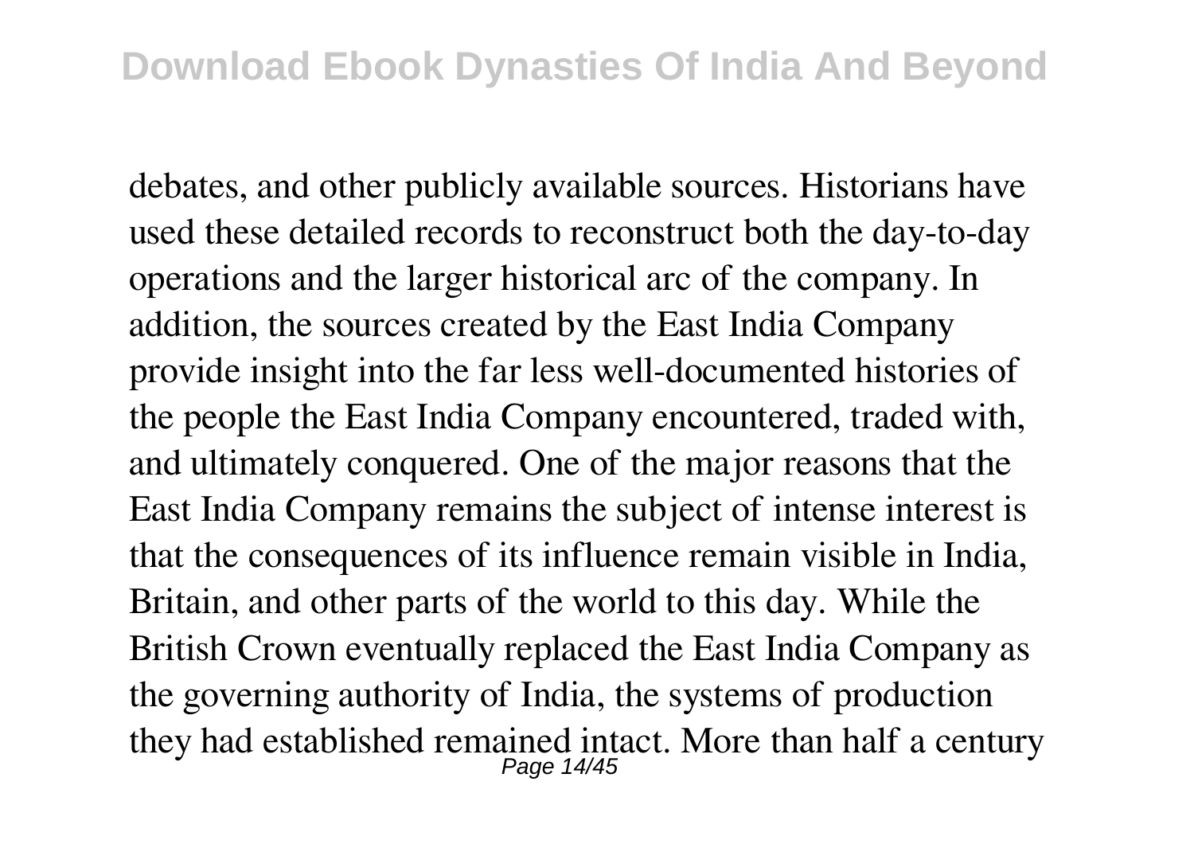debates, and other publicly available sources. Historians have used these detailed records to reconstruct both the day-to-day operations and the larger historical arc of the company. In addition, the sources created by the East India Company provide insight into the far less well-documented histories of the people the East India Company encountered, traded with, and ultimately conquered. One of the major reasons that the East India Company remains the subject of intense interest is that the consequences of its influence remain visible in India, Britain, and other parts of the world to this day. While the British Crown eventually replaced the East India Company as the governing authority of India, the systems of production they had established remained intact. More than half a century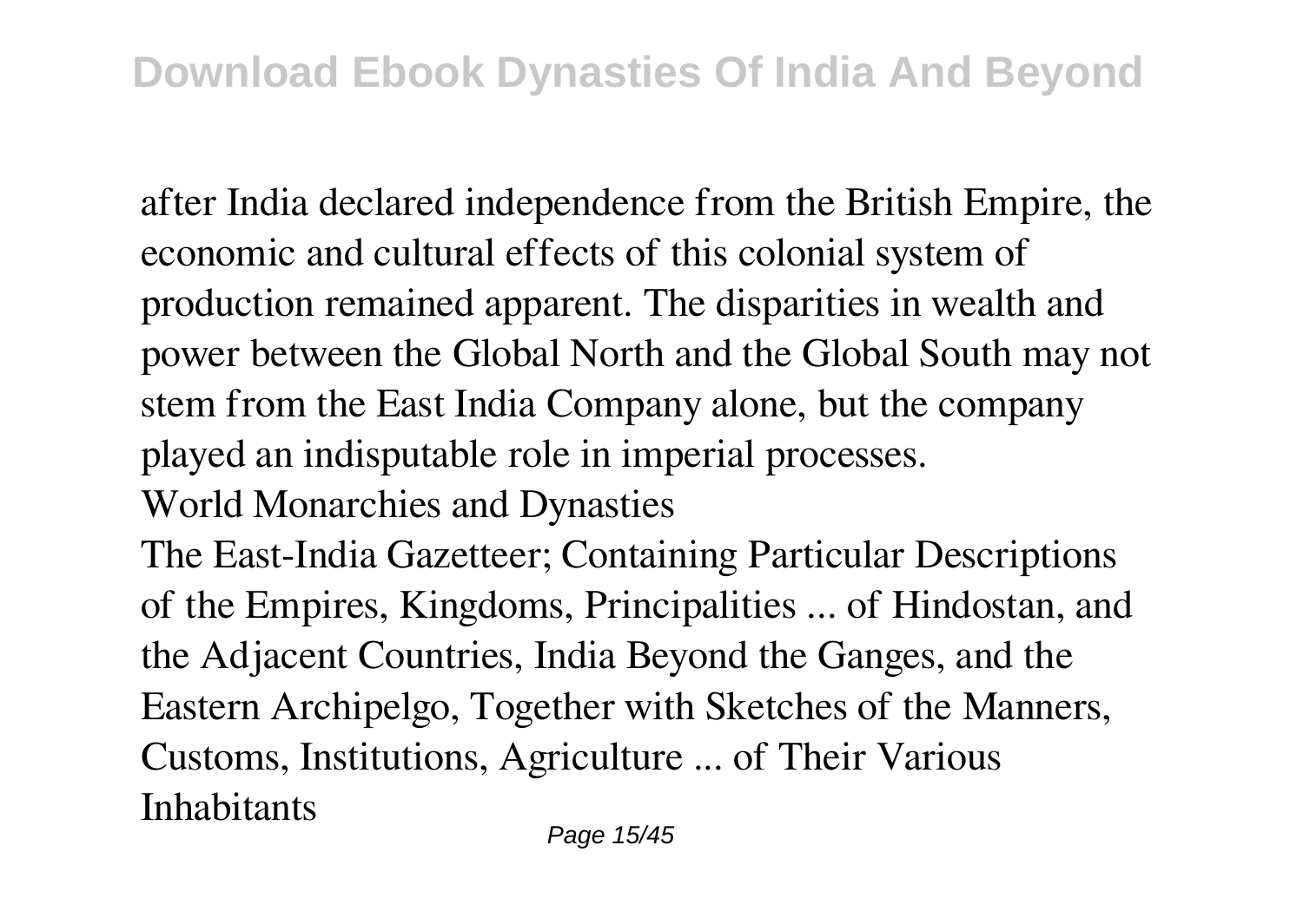after India declared independence from the British Empire, the economic and cultural effects of this colonial system of production remained apparent. The disparities in wealth and power between the Global North and the Global South may not stem from the East India Company alone, but the company played an indisputable role in imperial processes.

World Monarchies and Dynasties

The East-India Gazetteer; Containing Particular Descriptions of the Empires, Kingdoms, Principalities ... of Hindostan, and the Adjacent Countries, India Beyond the Ganges, and the Eastern Archipelgo, Together with Sketches of the Manners, Customs, Institutions, Agriculture ... of Their Various Inhabitants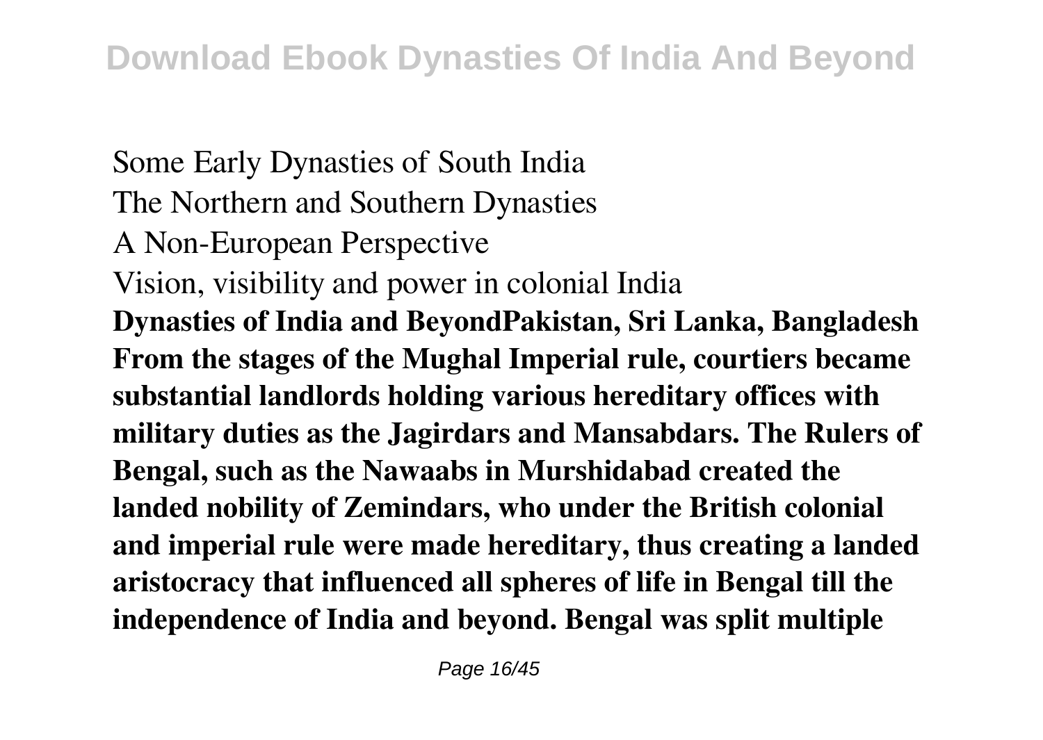Some Early Dynasties of South India
The Northern and Southern Dynasties
A Non-European Perspective
Vision, visibility and power in colonial India

**Dynasties of India and BeyondPakistan, Sri Lanka, Bangladesh From the stages of the Mughal Imperial rule, courtiers became substantial landlords holding various hereditary offices with military duties as the Jagirdars and Mansabdars. The Rulers of Bengal, such as the Nawaabs in Murshidabad created the landed nobility of Zemindars, who under the British colonial and imperial rule were made hereditary, thus creating a landed aristocracy that influenced all spheres of life in Bengal till the independence of India and beyond. Bengal was split multiple**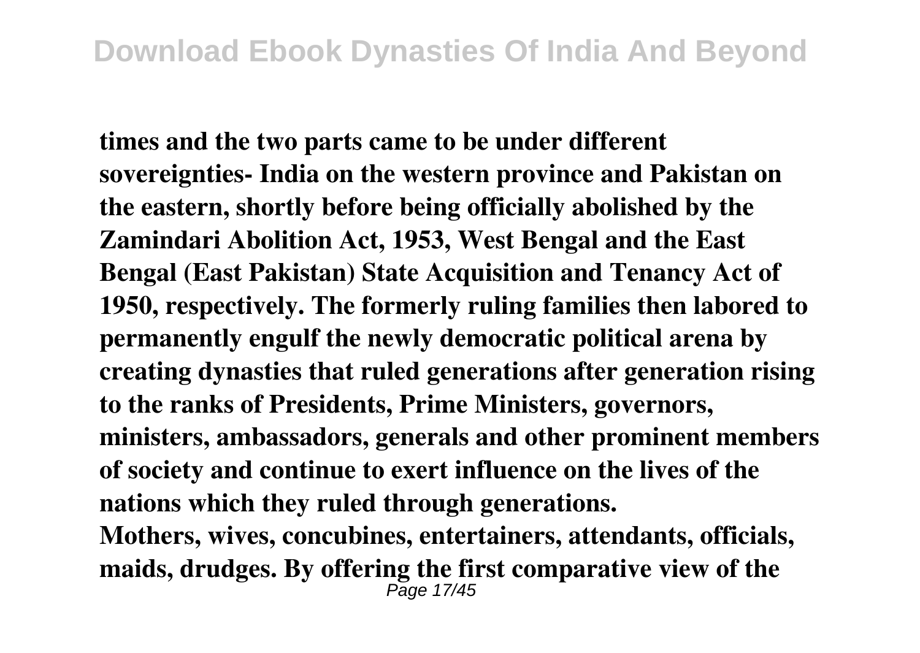**times and the two parts came to be under different sovereignties- India on the western province and Pakistan on the eastern, shortly before being officially abolished by the Zamindari Abolition Act, 1953, West Bengal and the East Bengal (East Pakistan) State Acquisition and Tenancy Act of 1950, respectively. The formerly ruling families then labored to permanently engulf the newly democratic political arena by creating dynasties that ruled generations after generation rising to the ranks of Presidents, Prime Ministers, governors, ministers, ambassadors, generals and other prominent members of society and continue to exert influence on the lives of the nations which they ruled through generations.**

**Mothers, wives, concubines, entertainers, attendants, officials, maids, drudges. By offering the first comparative view of the**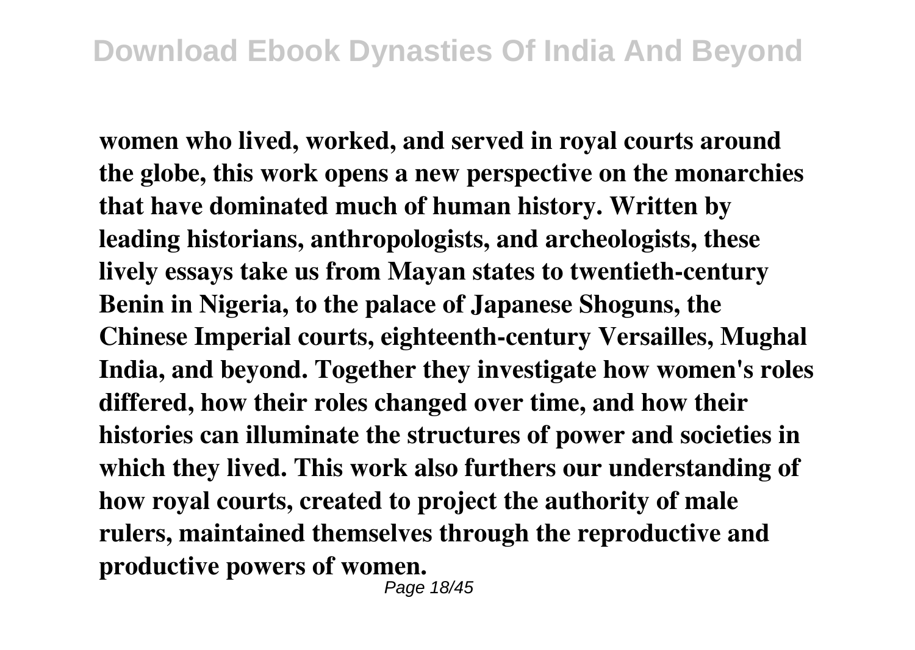**women who lived, worked, and served in royal courts around the globe, this work opens a new perspective on the monarchies that have dominated much of human history. Written by leading historians, anthropologists, and archeologists, these lively essays take us from Mayan states to twentieth-century Benin in Nigeria, to the palace of Japanese Shoguns, the Chinese Imperial courts, eighteenth-century Versailles, Mughal India, and beyond. Together they investigate how women's roles differed, how their roles changed over time, and how their histories can illuminate the structures of power and societies in which they lived. This work also furthers our understanding of how royal courts, created to project the authority of male rulers, maintained themselves through the reproductive and productive powers of women.**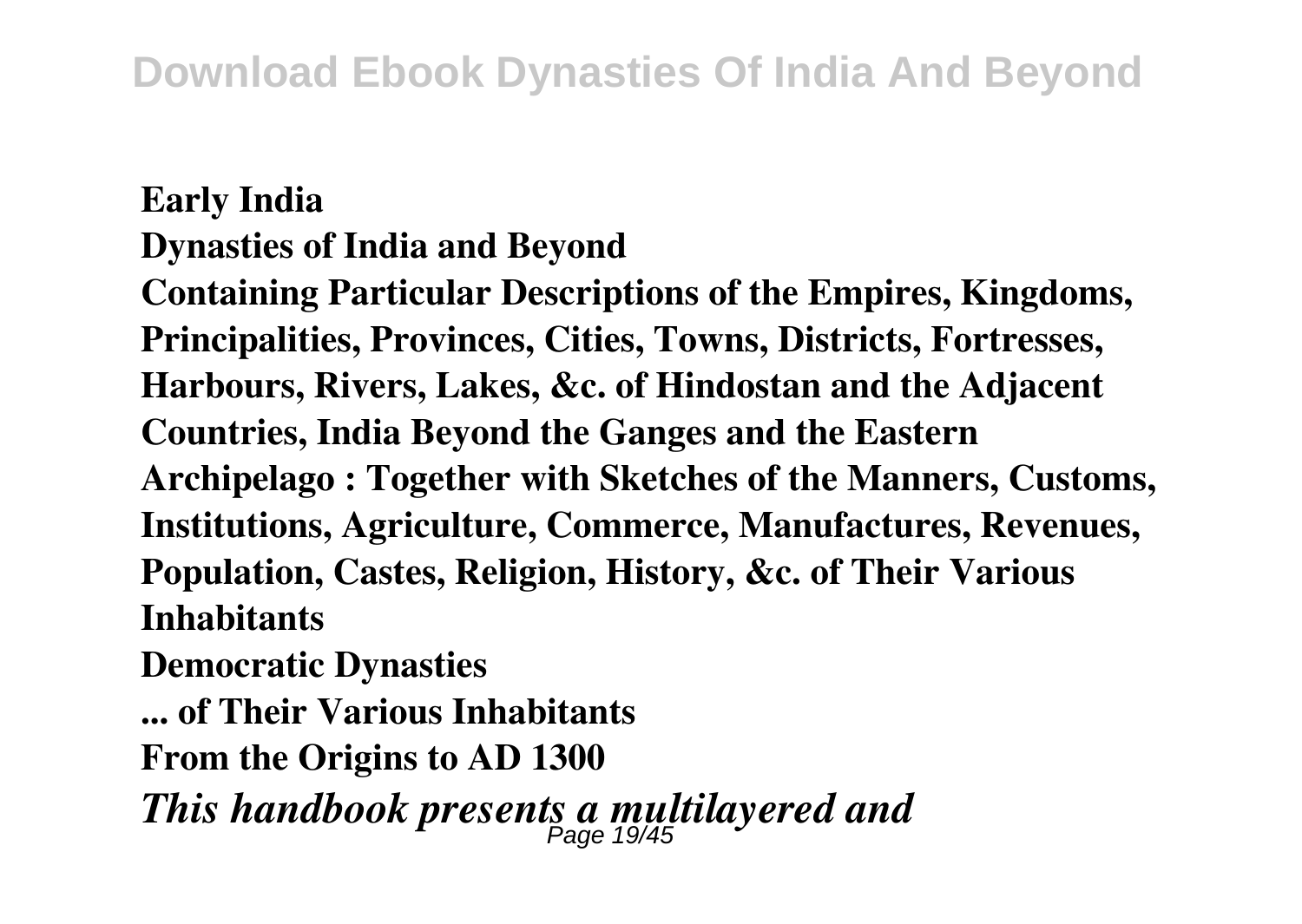**Early India**

**Dynasties of India and Beyond**

**Containing Particular Descriptions of the Empires, Kingdoms, Principalities, Provinces, Cities, Towns, Districts, Fortresses, Harbours, Rivers, Lakes, &c. of Hindostan and the Adjacent Countries, India Beyond the Ganges and the Eastern Archipelago : Together with Sketches of the Manners, Customs, Institutions, Agriculture, Commerce, Manufactures, Revenues, Population, Castes, Religion, History, &c. of Their Various Inhabitants**

**Democratic Dynasties**

**... of Their Various Inhabitants**

**From the Origins to AD 1300**

***This handbook presents a multilayered and***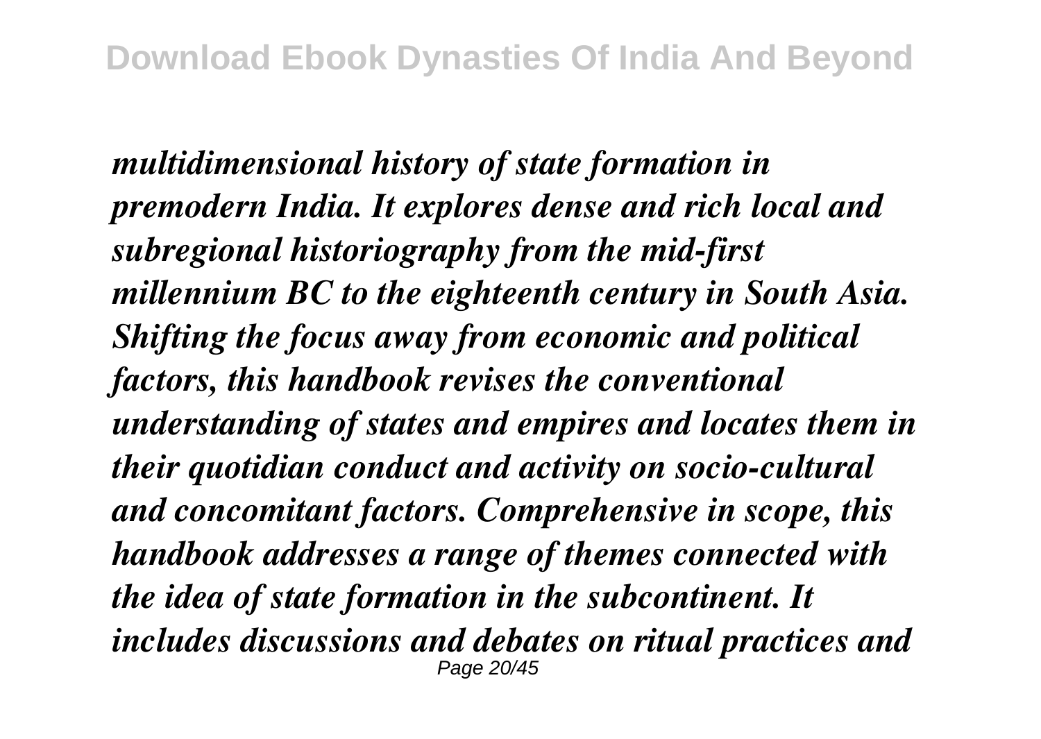*multidimensional history of state formation in premodern India. It explores dense and rich local and subregional historiography from the mid-first millennium BC to the eighteenth century in South Asia. Shifting the focus away from economic and political factors, this handbook revises the conventional understanding of states and empires and locates them in their quotidian conduct and activity on socio-cultural and concomitant factors. Comprehensive in scope, this handbook addresses a range of themes connected with the idea of state formation in the subcontinent. It includes discussions and debates on ritual practices and*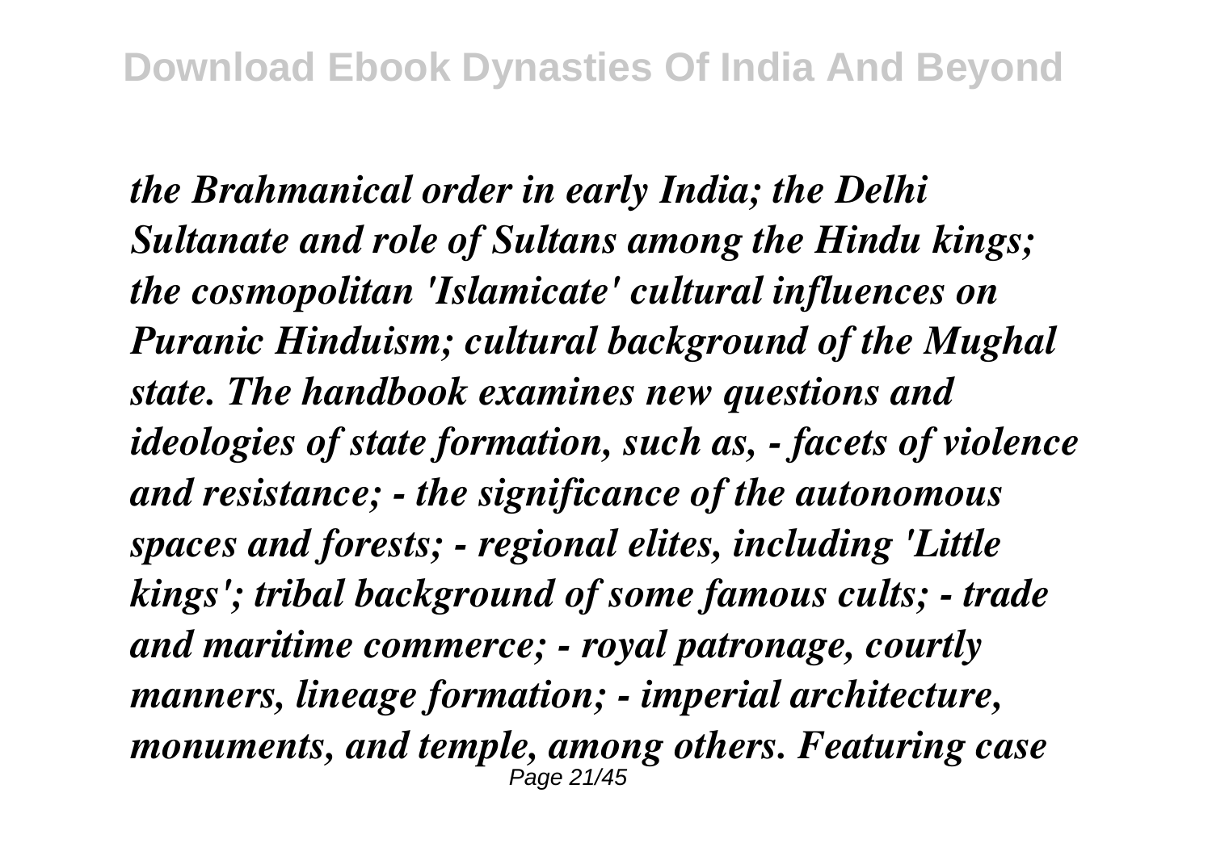*the Brahmanical order in early India; the Delhi Sultanate and role of Sultans among the Hindu kings; the cosmopolitan 'Islamicate' cultural influences on Puranic Hinduism; cultural background of the Mughal state. The handbook examines new questions and ideologies of state formation, such as, - facets of violence and resistance; - the significance of the autonomous spaces and forests; - regional elites, including 'Little kings'; tribal background of some famous cults; - trade and maritime commerce; - royal patronage, courtly manners, lineage formation; - imperial architecture, monuments, and temple, among others. Featuring case*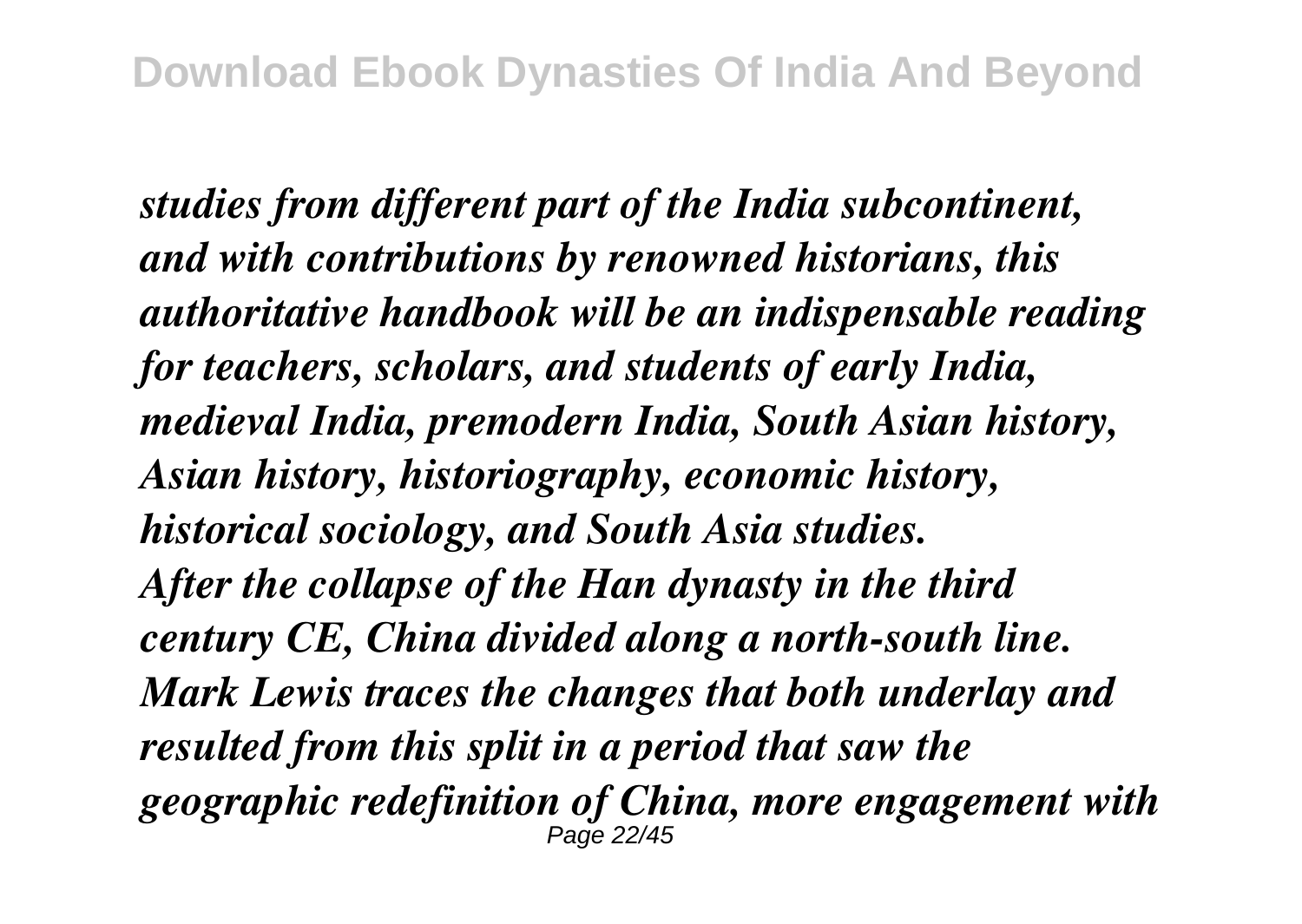*studies from different part of the India subcontinent, and with contributions by renowned historians, this authoritative handbook will be an indispensable reading for teachers, scholars, and students of early India, medieval India, premodern India, South Asian history, Asian history, historiography, economic history, historical sociology, and South Asia studies.*

*After the collapse of the Han dynasty in the third century CE, China divided along a north-south line. Mark Lewis traces the changes that both underlay and resulted from this split in a period that saw the geographic redefinition of China, more engagement with*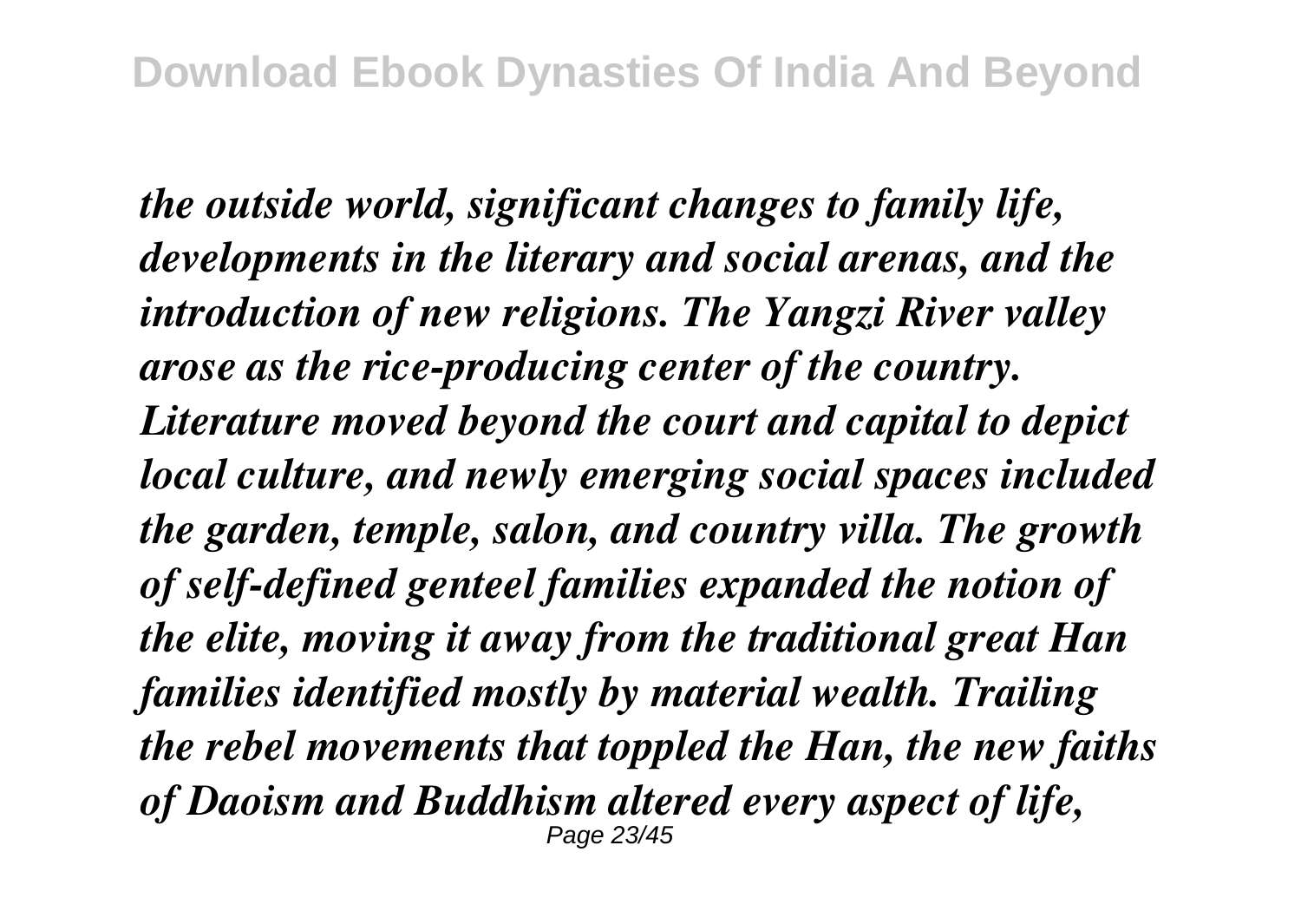*the outside world, significant changes to family life, developments in the literary and social arenas, and the introduction of new religions. The Yangzi River valley arose as the rice-producing center of the country. Literature moved beyond the court and capital to depict local culture, and newly emerging social spaces included the garden, temple, salon, and country villa. The growth of self-defined genteel families expanded the notion of the elite, moving it away from the traditional great Han families identified mostly by material wealth. Trailing the rebel movements that toppled the Han, the new faiths of Daoism and Buddhism altered every aspect of life,*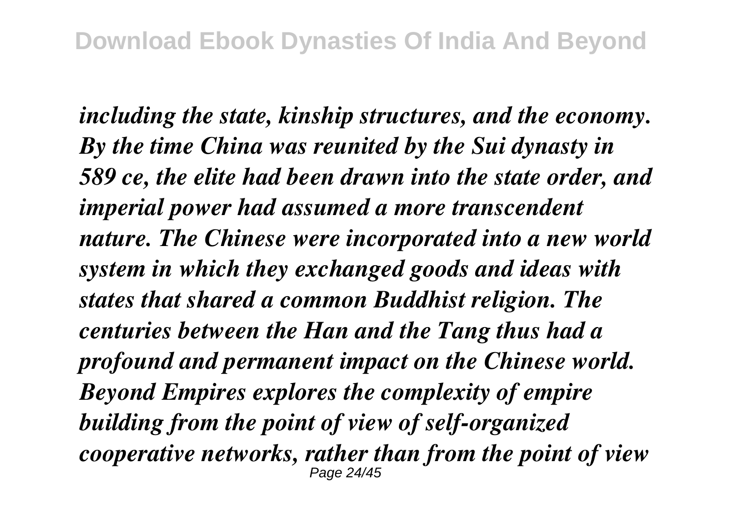*including the state, kinship structures, and the economy. By the time China was reunited by the Sui dynasty in 589 ce, the elite had been drawn into the state order, and imperial power had assumed a more transcendent nature. The Chinese were incorporated into a new world system in which they exchanged goods and ideas with states that shared a common Buddhist religion. The centuries between the Han and the Tang thus had a profound and permanent impact on the Chinese world. Beyond Empires explores the complexity of empire building from the point of view of self-organized cooperative networks, rather than from the point of view*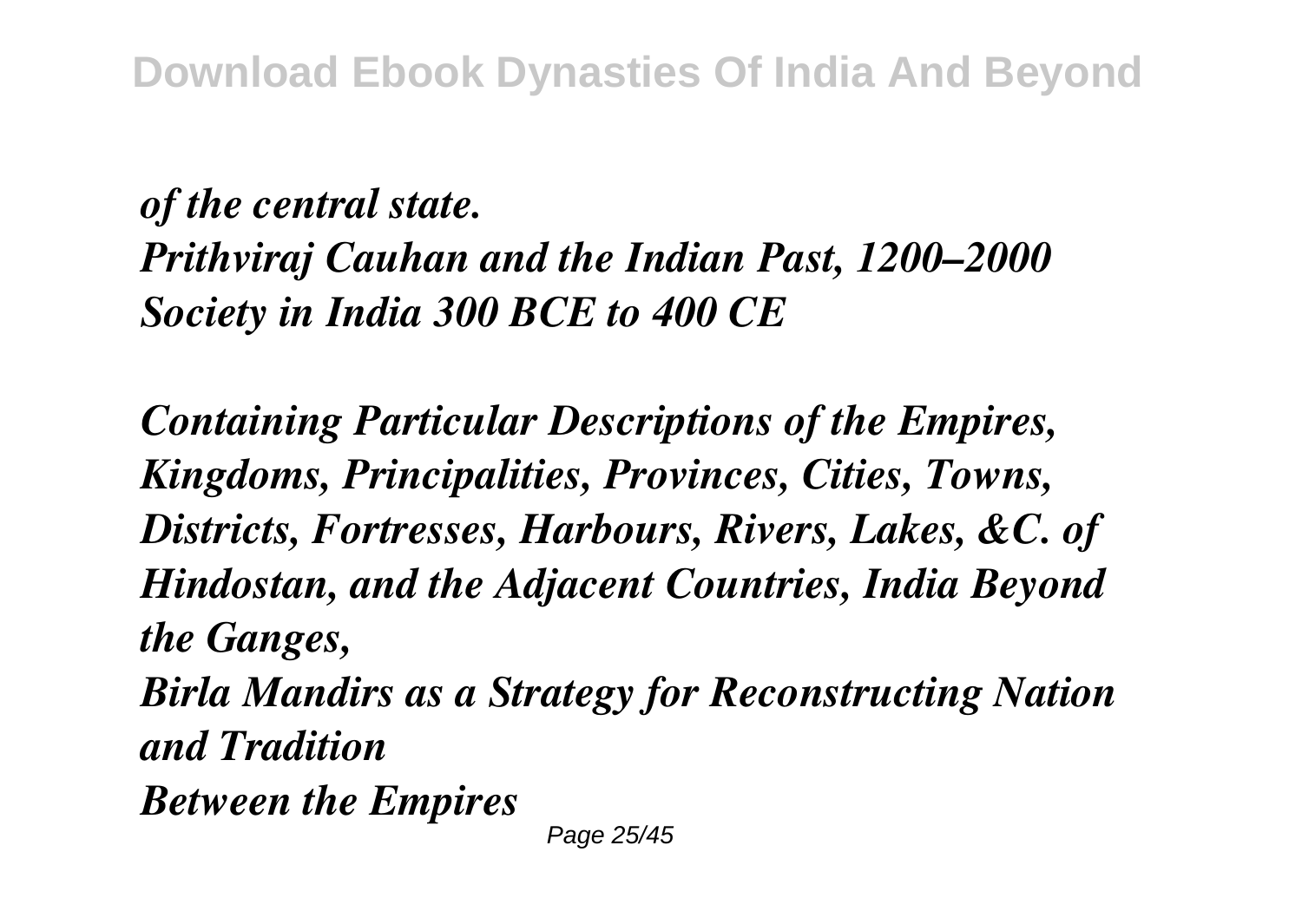*of the central state.*
*Prithviraj Cauhan and the Indian Past, 1200–2000*
*Society in India 300 BCE to 400 CE*

*Containing Particular Descriptions of the Empires, Kingdoms, Principalities, Provinces, Cities, Towns, Districts, Fortresses, Harbours, Rivers, Lakes, &C. of Hindostan, and the Adjacent Countries, India Beyond the Ganges,*
*Birla Mandirs as a Strategy for Reconstructing Nation and Tradition*
*Between the Empires*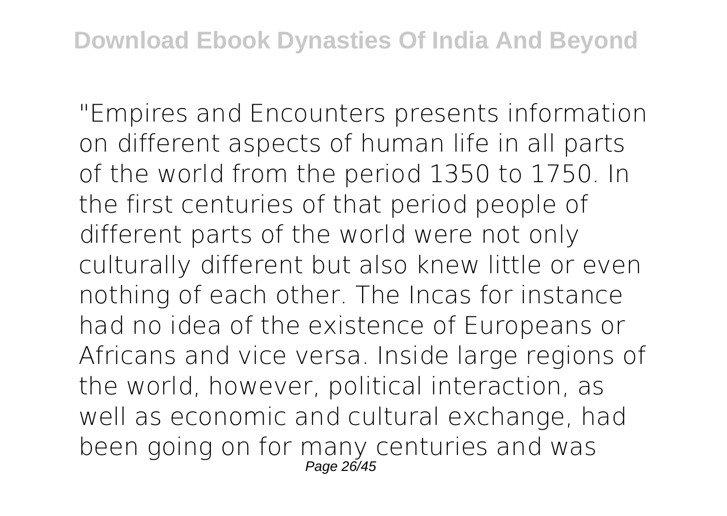"Empires and Encounters presents information on different aspects of human life in all parts of the world from the period 1350 to 1750. In the first centuries of that period people of different parts of the world were not only culturally different but also knew little or even nothing of each other. The Incas for instance had no idea of the existence of Europeans or Africans and vice versa. Inside large regions of the world, however, political interaction, as well as economic and cultural exchange, had been going on for many centuries and was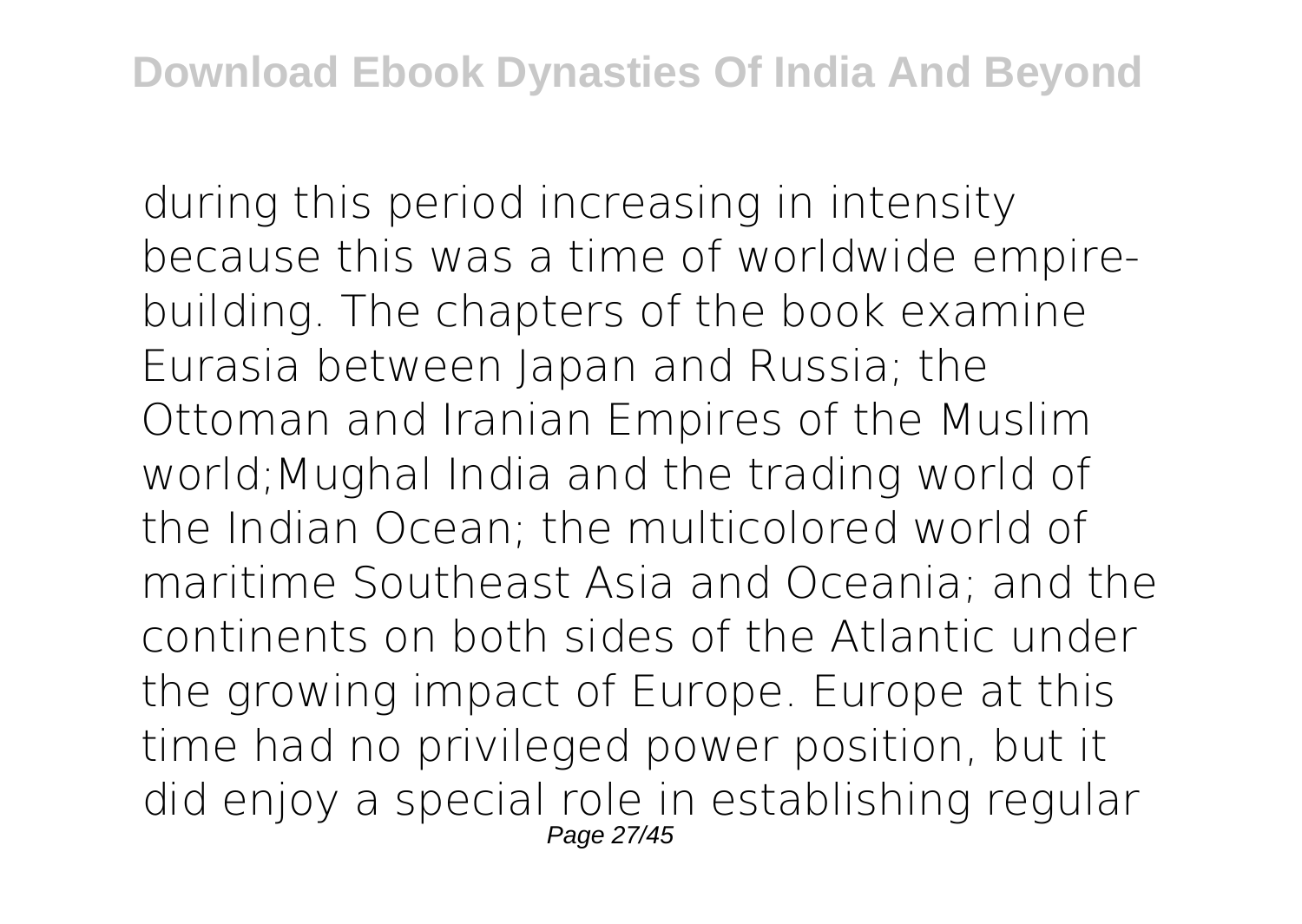during this period increasing in intensity because this was a time of worldwide empire-building. The chapters of the book examine Eurasia between Japan and Russia; the Ottoman and Iranian Empires of the Muslim world;Mughal India and the trading world of the Indian Ocean; the multicolored world of maritime Southeast Asia and Oceania; and the continents on both sides of the Atlantic under the growing impact of Europe. Europe at this time had no privileged power position, but it did enjoy a special role in establishing regular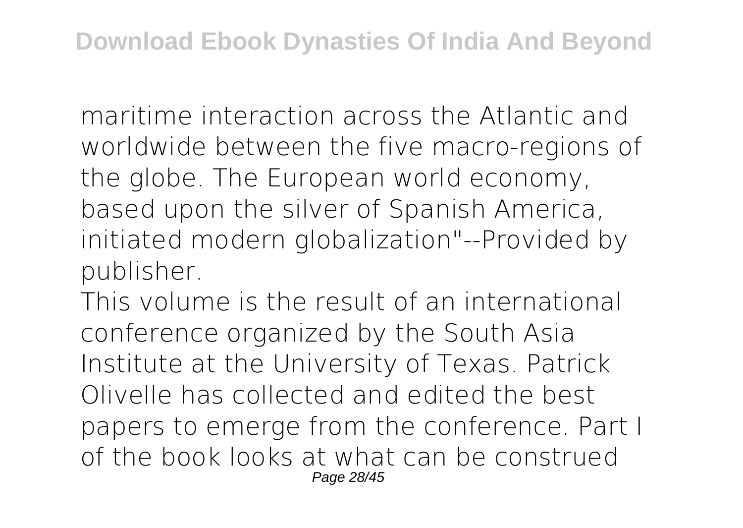maritime interaction across the Atlantic and worldwide between the five macro-regions of the globe. The European world economy, based upon the silver of Spanish America, initiated modern globalization"--Provided by publisher.

This volume is the result of an international conference organized by the South Asia Institute at the University of Texas. Patrick Olivelle has collected and edited the best papers to emerge from the conference. Part I of the book looks at what can be construed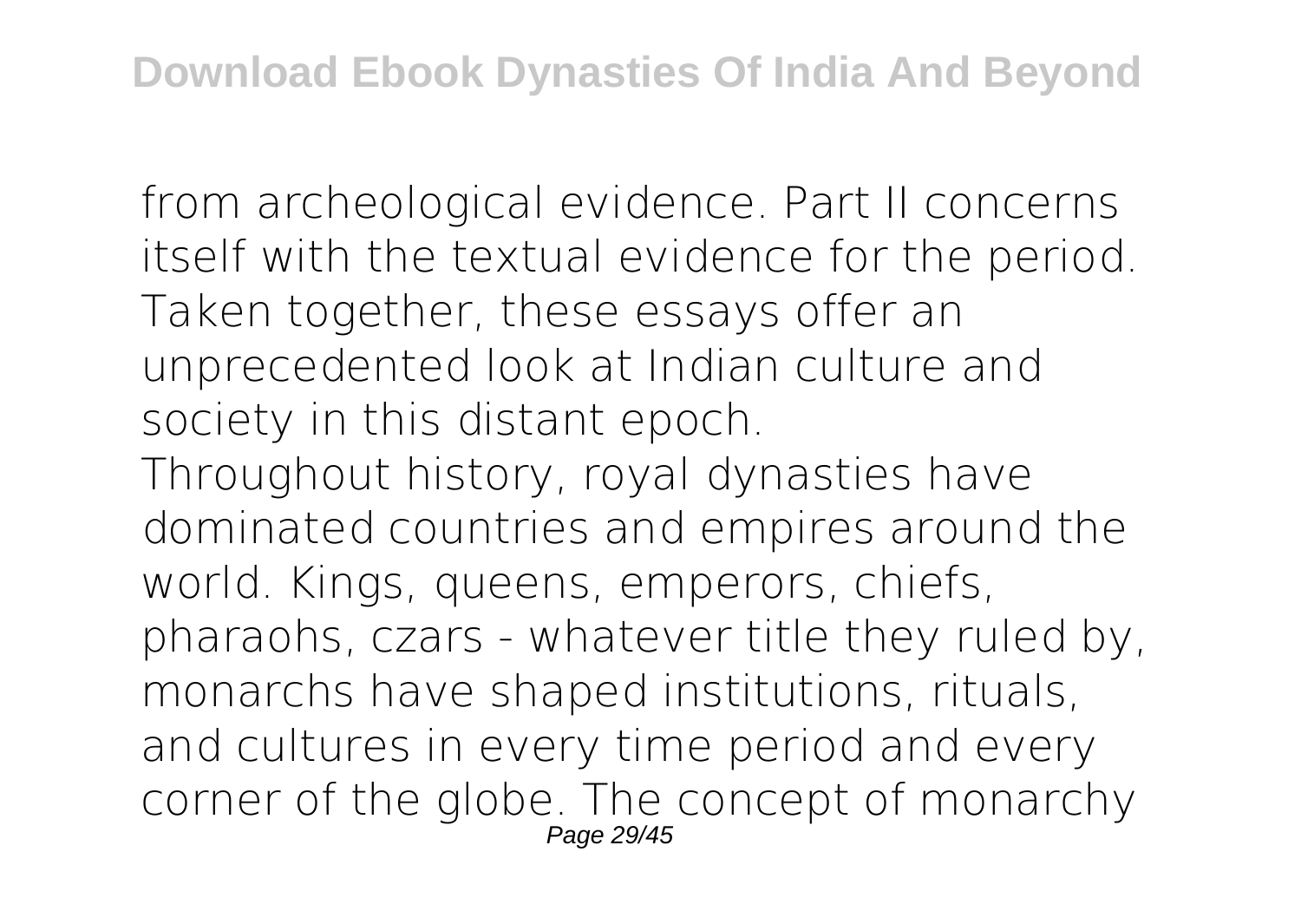from archeological evidence. Part II concerns itself with the textual evidence for the period. Taken together, these essays offer an unprecedented look at Indian culture and society in this distant epoch.

Throughout history, royal dynasties have dominated countries and empires around the world. Kings, queens, emperors, chiefs, pharaohs, czars - whatever title they ruled by, monarchs have shaped institutions, rituals, and cultures in every time period and every corner of the globe. The concept of monarchy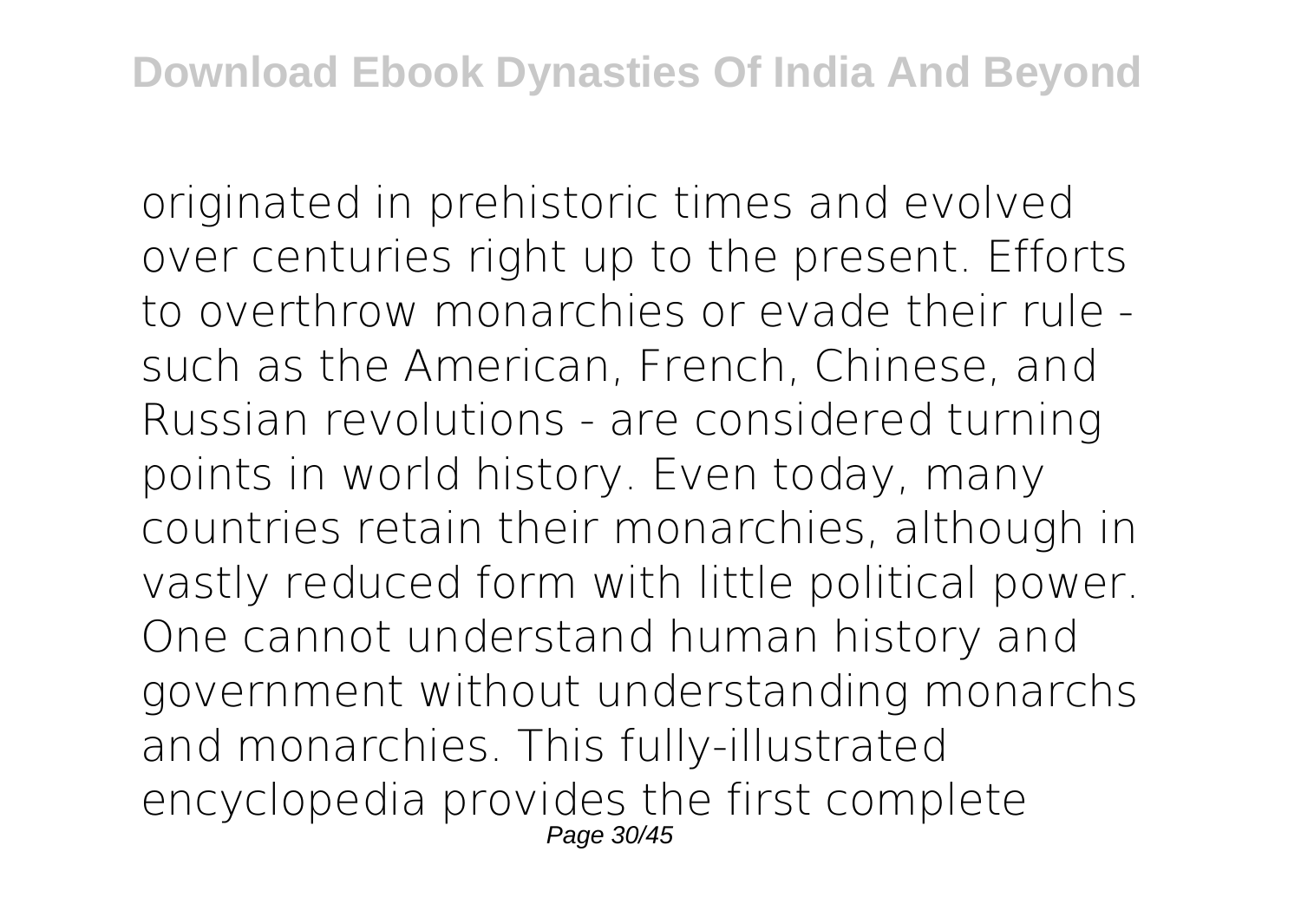originated in prehistoric times and evolved over centuries right up to the present. Efforts to overthrow monarchies or evade their rule - such as the American, French, Chinese, and Russian revolutions - are considered turning points in world history. Even today, many countries retain their monarchies, although in vastly reduced form with little political power. One cannot understand human history and government without understanding monarchs and monarchies. This fully-illustrated encyclopedia provides the first complete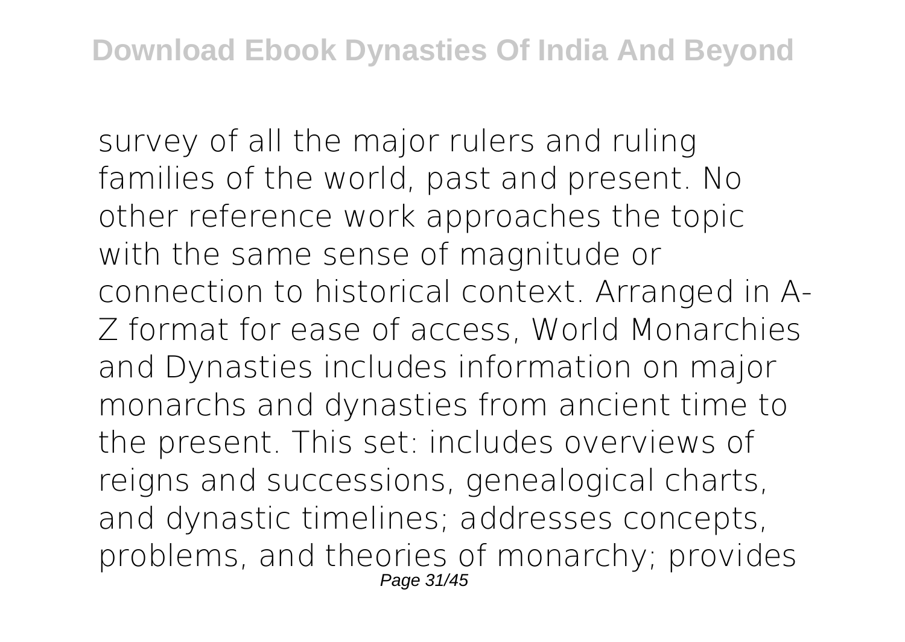survey of all the major rulers and ruling families of the world, past and present. No other reference work approaches the topic with the same sense of magnitude or connection to historical context. Arranged in A-Z format for ease of access, World Monarchies and Dynasties includes information on major monarchs and dynasties from ancient time to the present. This set: includes overviews of reigns and successions, genealogical charts, and dynastic timelines; addresses concepts, problems, and theories of monarchy; provides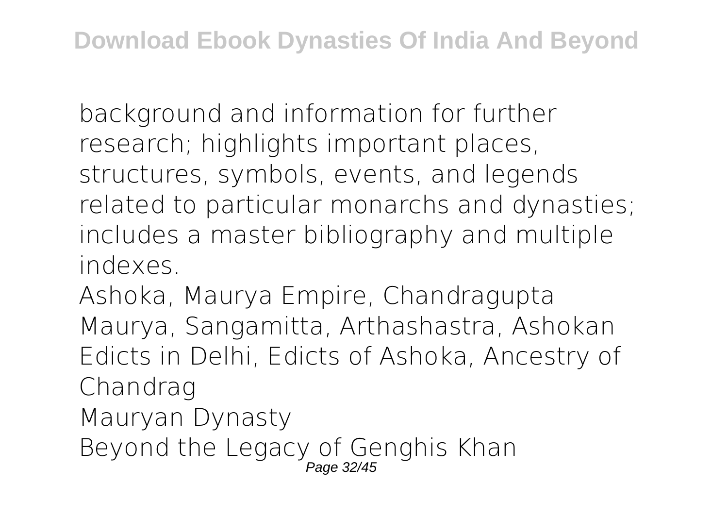background and information for further research; highlights important places, structures, symbols, events, and legends related to particular monarchs and dynasties; includes a master bibliography and multiple indexes.

Ashoka, Maurya Empire, Chandragupta Maurya, Sangamitta, Arthashastra, Ashokan Edicts in Delhi, Edicts of Ashoka, Ancestry of Chandrag

Mauryan Dynasty

Beyond the Legacy of Genghis Khan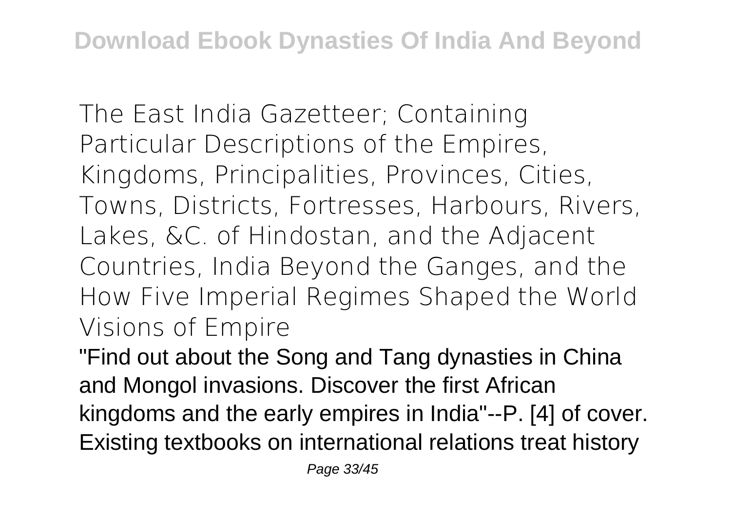The East India Gazetteer; Containing Particular Descriptions of the Empires, Kingdoms, Principalities, Provinces, Cities, Towns, Districts, Fortresses, Harbours, Rivers, Lakes, &C. of Hindostan, and the Adjacent Countries, India Beyond the Ganges, and the How Five Imperial Regimes Shaped the World Visions of Empire

"Find out about the Song and Tang dynasties in China and Mongol invasions. Discover the first African kingdoms and the early empires in India"--P. [4] of cover.

Existing textbooks on international relations treat history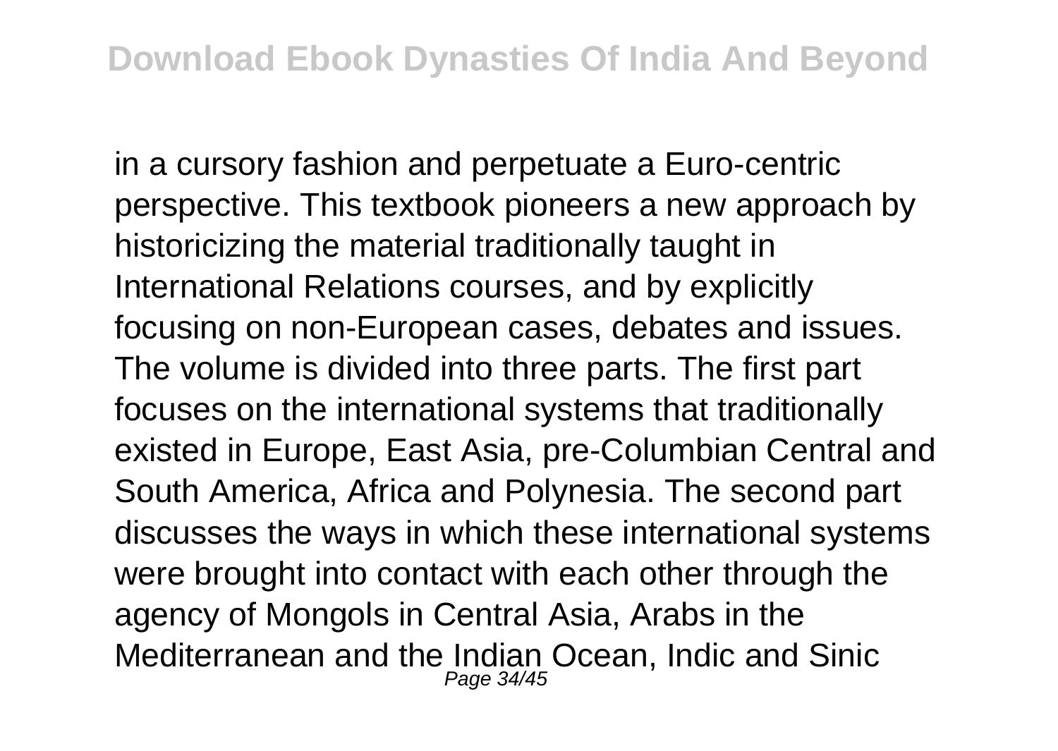in a cursory fashion and perpetuate a Euro-centric perspective. This textbook pioneers a new approach by historicizing the material traditionally taught in International Relations courses, and by explicitly focusing on non-European cases, debates and issues. The volume is divided into three parts. The first part focuses on the international systems that traditionally existed in Europe, East Asia, pre-Columbian Central and South America, Africa and Polynesia. The second part discusses the ways in which these international systems were brought into contact with each other through the agency of Mongols in Central Asia, Arabs in the Mediterranean and the Indian Ocean, Indic and Sinic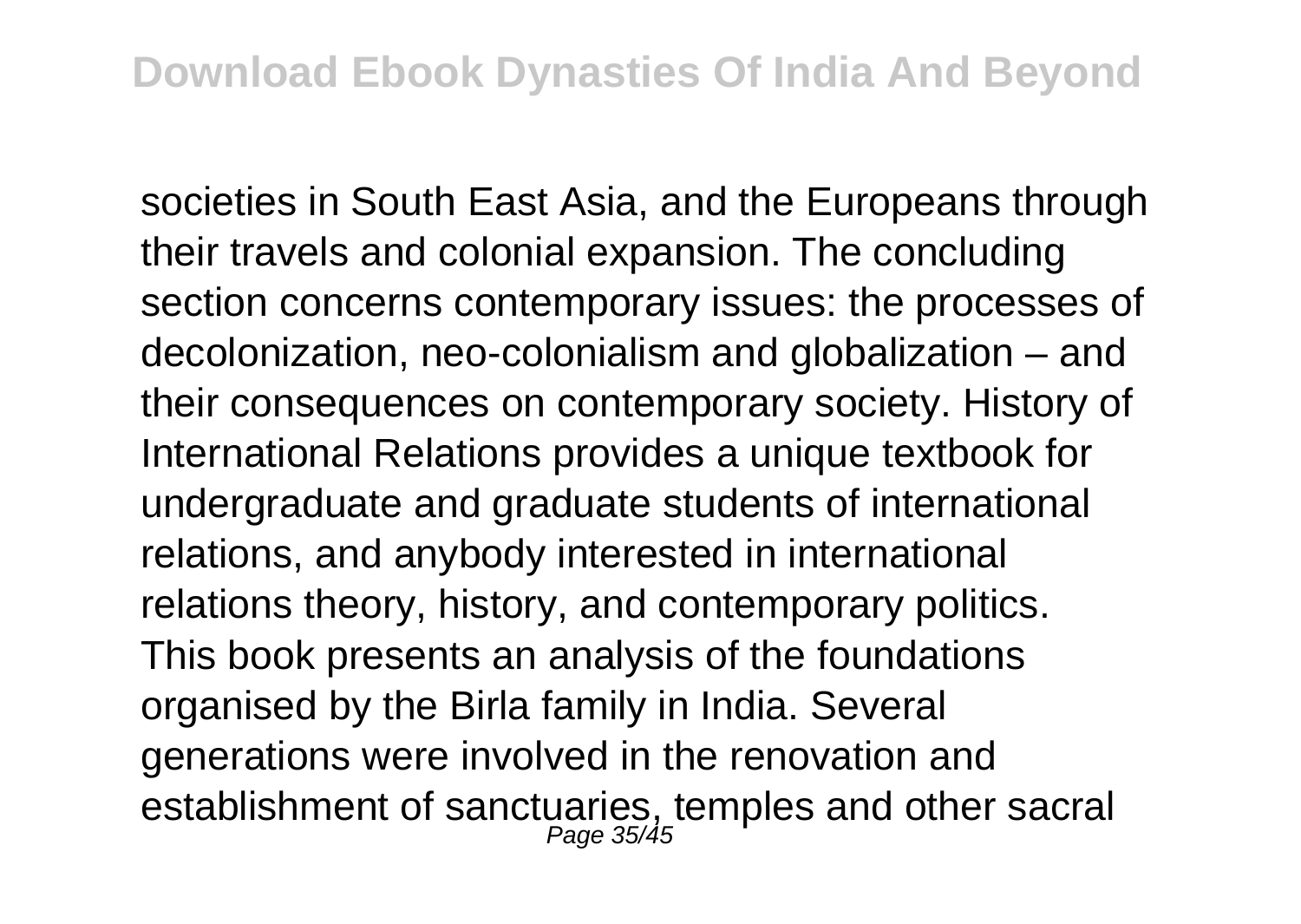societies in South East Asia, and the Europeans through their travels and colonial expansion. The concluding section concerns contemporary issues: the processes of decolonization, neo-colonialism and globalization – and their consequences on contemporary society. History of International Relations provides a unique textbook for undergraduate and graduate students of international relations, and anybody interested in international relations theory, history, and contemporary politics.

This book presents an analysis of the foundations organised by the Birla family in India. Several generations were involved in the renovation and establishment of sanctuaries, temples and other sacral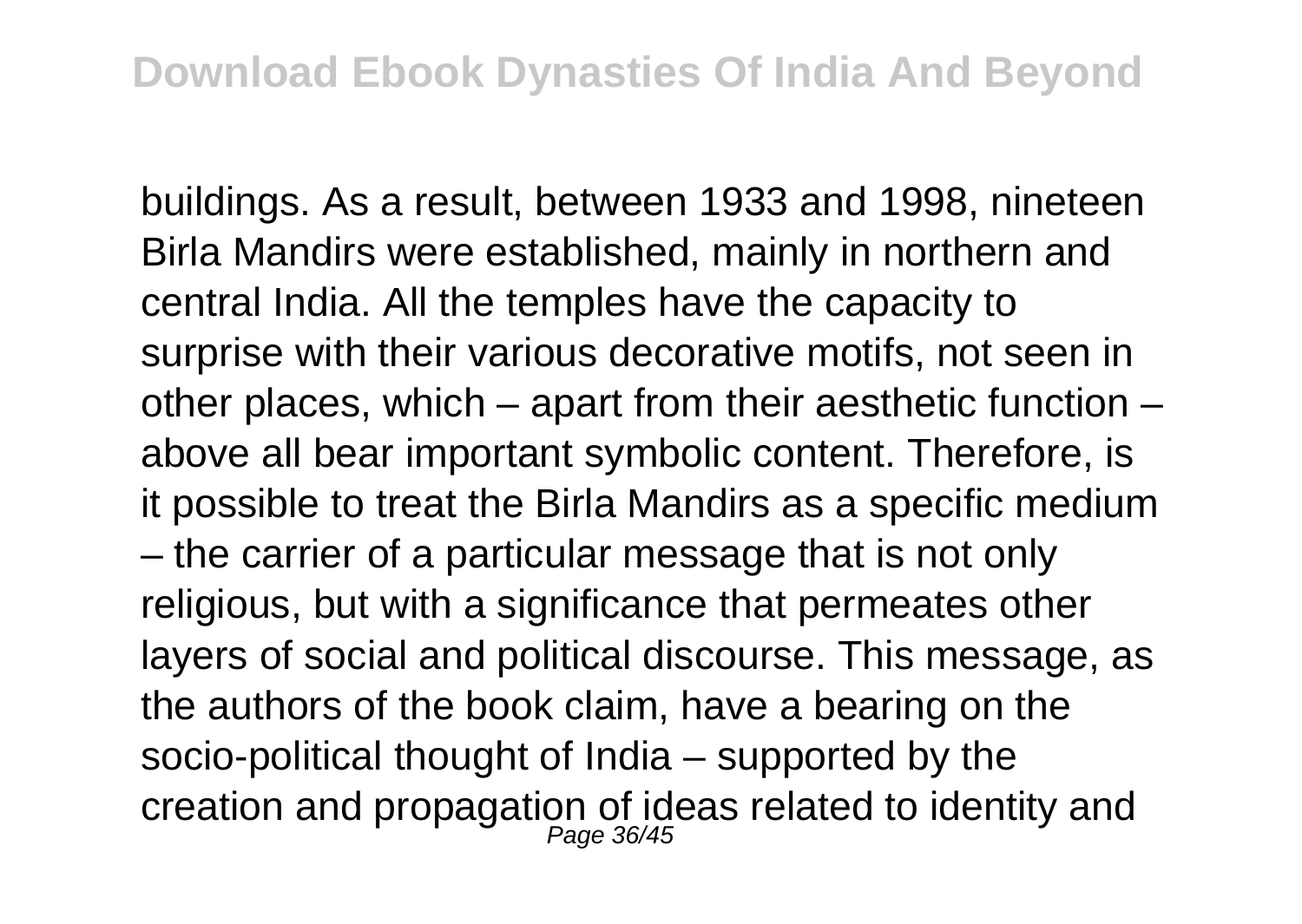buildings. As a result, between 1933 and 1998, nineteen Birla Mandirs were established, mainly in northern and central India. All the temples have the capacity to surprise with their various decorative motifs, not seen in other places, which – apart from their aesthetic function – above all bear important symbolic content. Therefore, is it possible to treat the Birla Mandirs as a specific medium – the carrier of a particular message that is not only religious, but with a significance that permeates other layers of social and political discourse. This message, as the authors of the book claim, have a bearing on the socio-political thought of India – supported by the creation and propagation of ideas related to identity and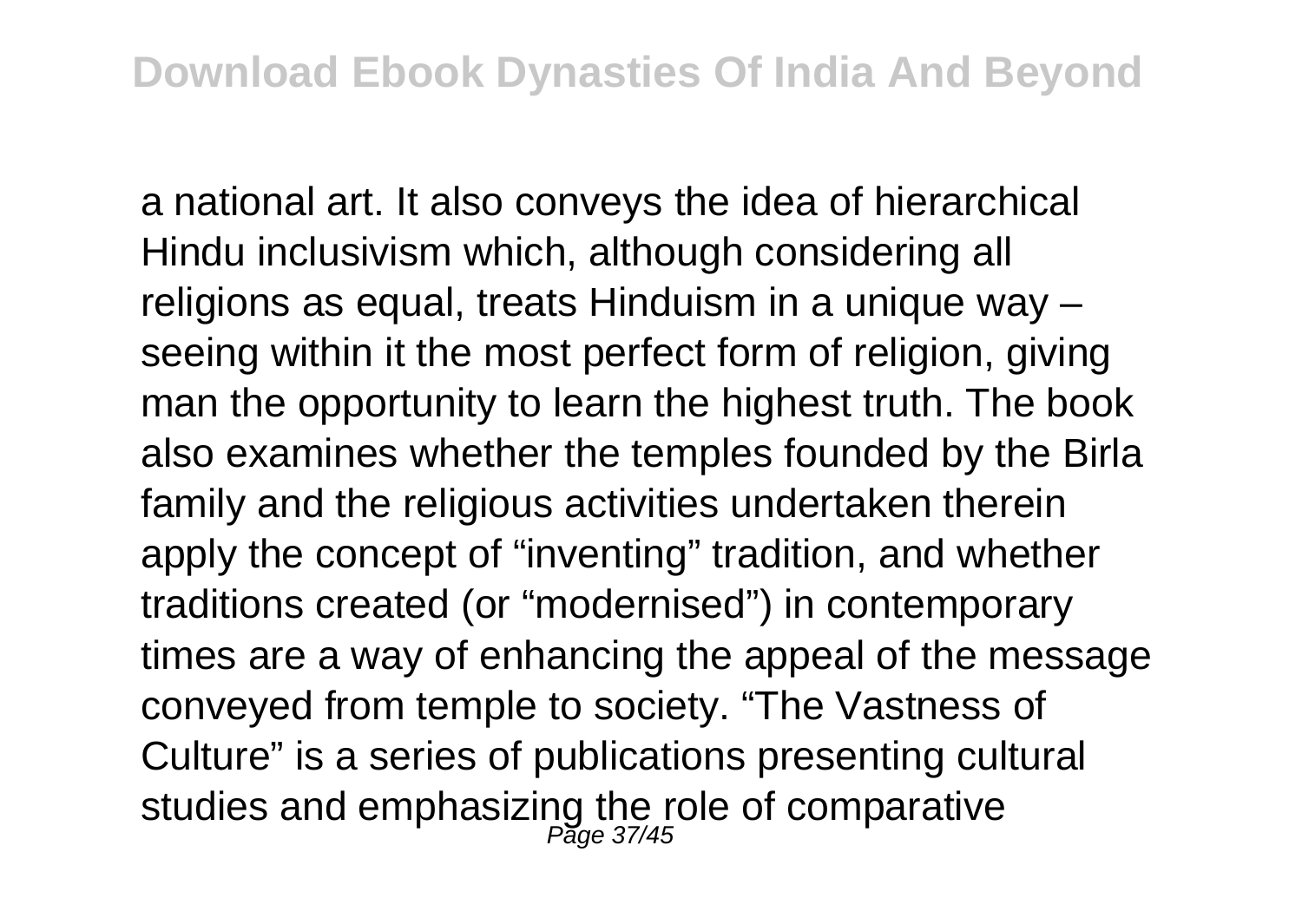a national art. It also conveys the idea of hierarchical Hindu inclusivism which, although considering all religions as equal, treats Hinduism in a unique way – seeing within it the most perfect form of religion, giving man the opportunity to learn the highest truth. The book also examines whether the temples founded by the Birla family and the religious activities undertaken therein apply the concept of "inventing" tradition, and whether traditions created (or "modernised") in contemporary times are a way of enhancing the appeal of the message conveyed from temple to society. "The Vastness of Culture" is a series of publications presenting cultural studies and emphasizing the role of comparative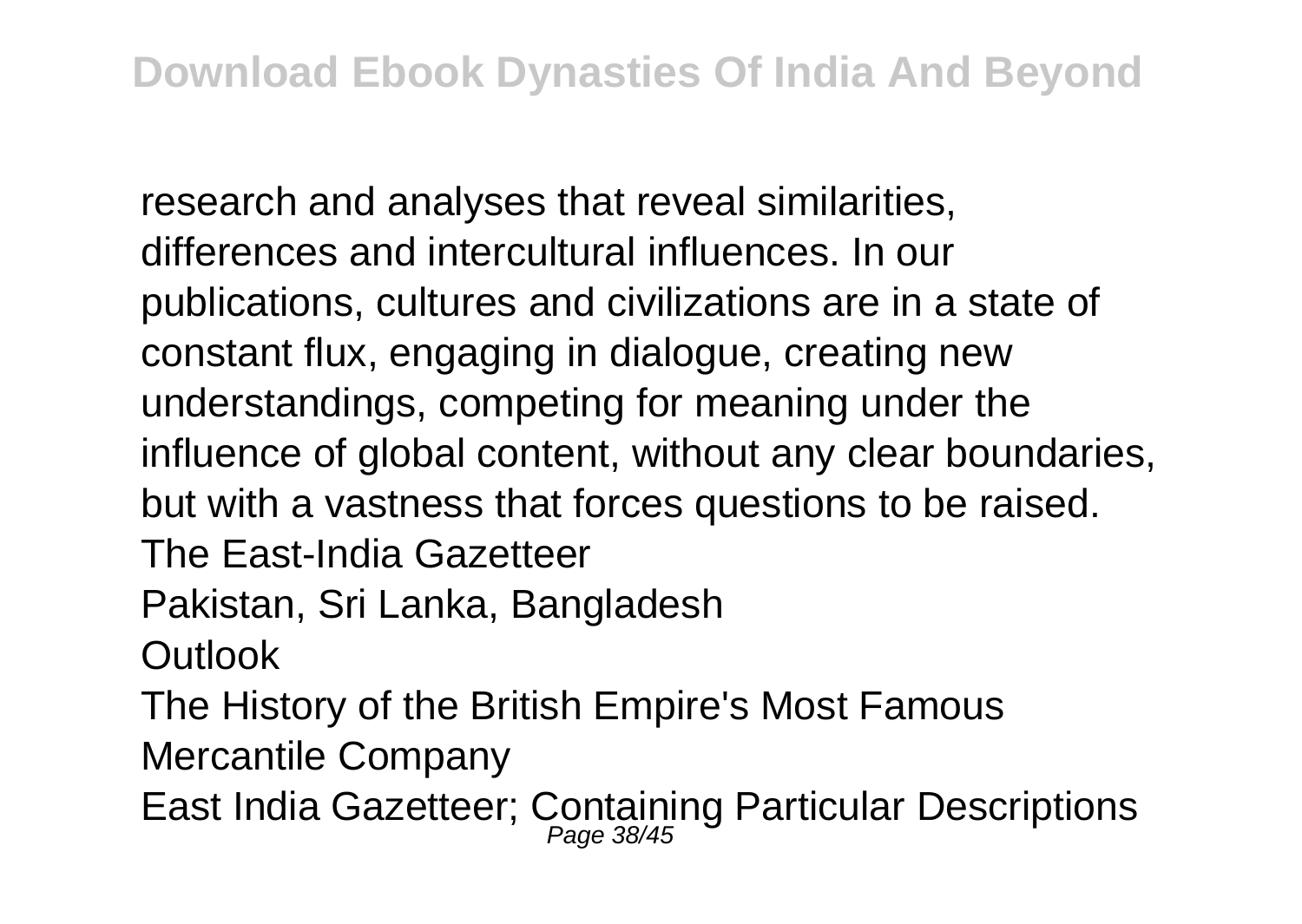research and analyses that reveal similarities, differences and intercultural influences. In our publications, cultures and civilizations are in a state of constant flux, engaging in dialogue, creating new understandings, competing for meaning under the influence of global content, without any clear boundaries, but with a vastness that forces questions to be raised.

The East-India Gazetteer

Pakistan, Sri Lanka, Bangladesh

Outlook

The History of the British Empire's Most Famous Mercantile Company

East India Gazetteer; Containing Particular Descriptions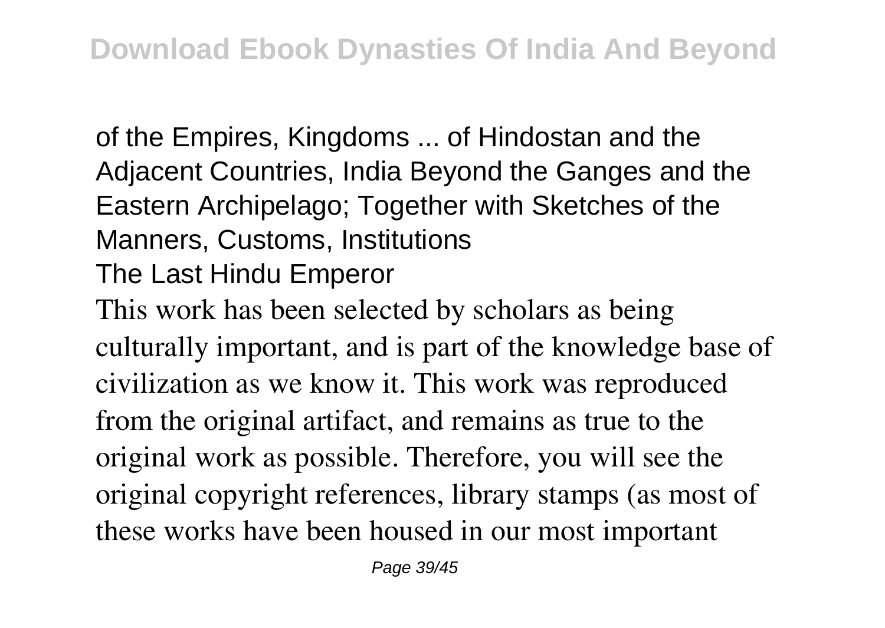of the Empires, Kingdoms ... of Hindostan and the Adjacent Countries, India Beyond the Ganges and the Eastern Archipelago; Together with Sketches of the Manners, Customs, Institutions

The Last Hindu Emperor

This work has been selected by scholars as being culturally important, and is part of the knowledge base of civilization as we know it. This work was reproduced from the original artifact, and remains as true to the original work as possible. Therefore, you will see the original copyright references, library stamps (as most of these works have been housed in our most important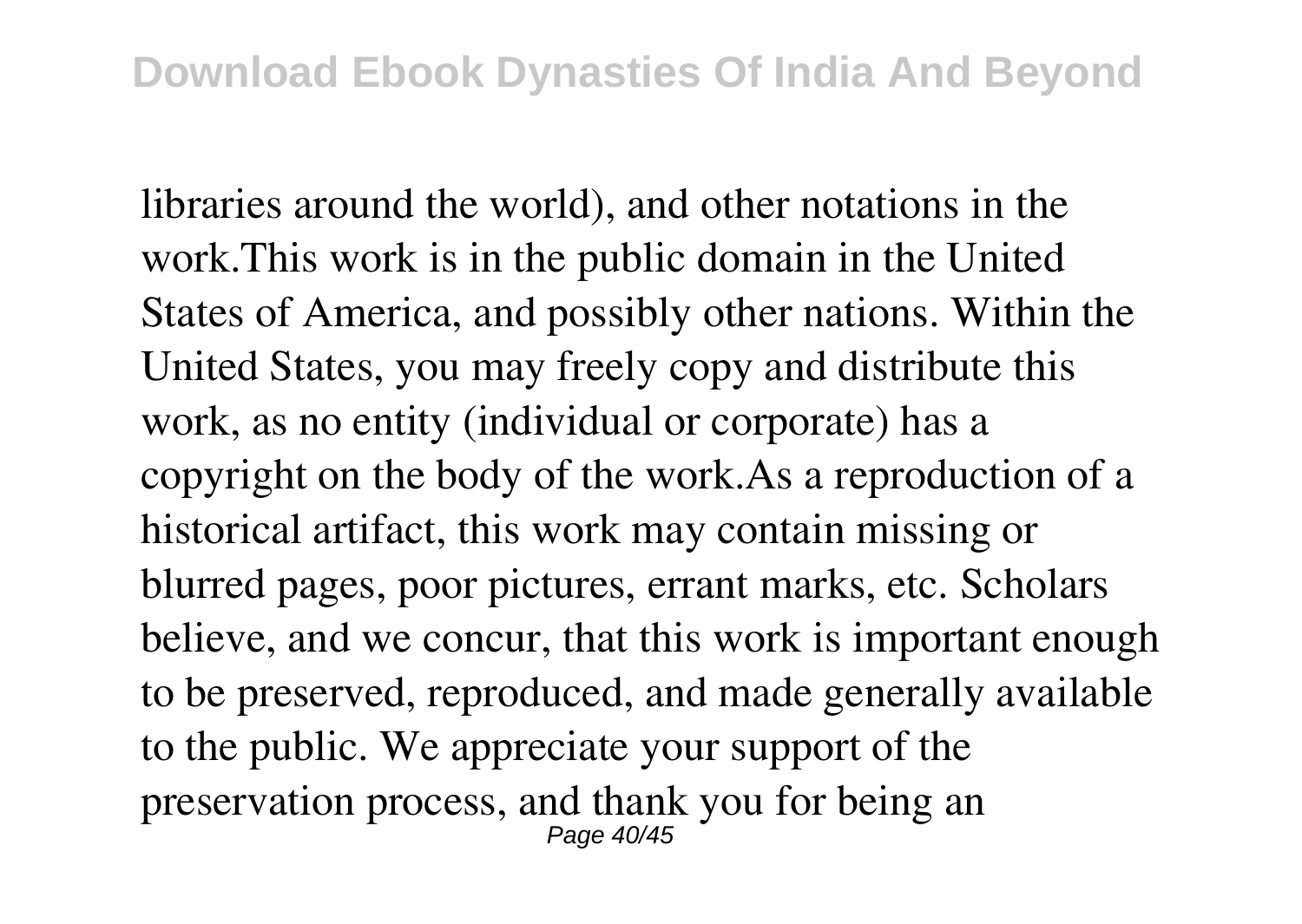libraries around the world), and other notations in the work.This work is in the public domain in the United States of America, and possibly other nations. Within the United States, you may freely copy and distribute this work, as no entity (individual or corporate) has a copyright on the body of the work.As a reproduction of a historical artifact, this work may contain missing or blurred pages, poor pictures, errant marks, etc. Scholars believe, and we concur, that this work is important enough to be preserved, reproduced, and made generally available to the public. We appreciate your support of the preservation process, and thank you for being an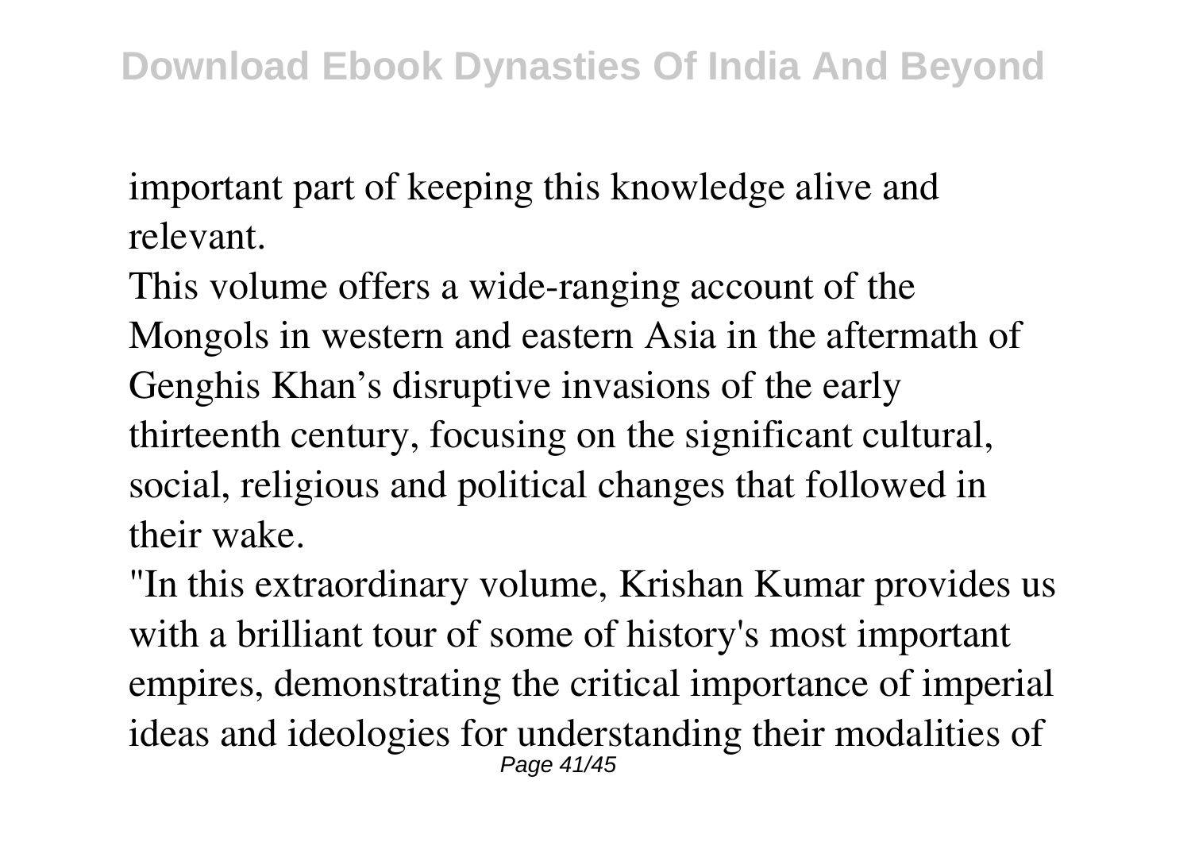important part of keeping this knowledge alive and relevant.

This volume offers a wide-ranging account of the Mongols in western and eastern Asia in the aftermath of Genghis Khan's disruptive invasions of the early thirteenth century, focusing on the significant cultural, social, religious and political changes that followed in their wake.

"In this extraordinary volume, Krishan Kumar provides us with a brilliant tour of some of history's most important empires, demonstrating the critical importance of imperial ideas and ideologies for understanding their modalities of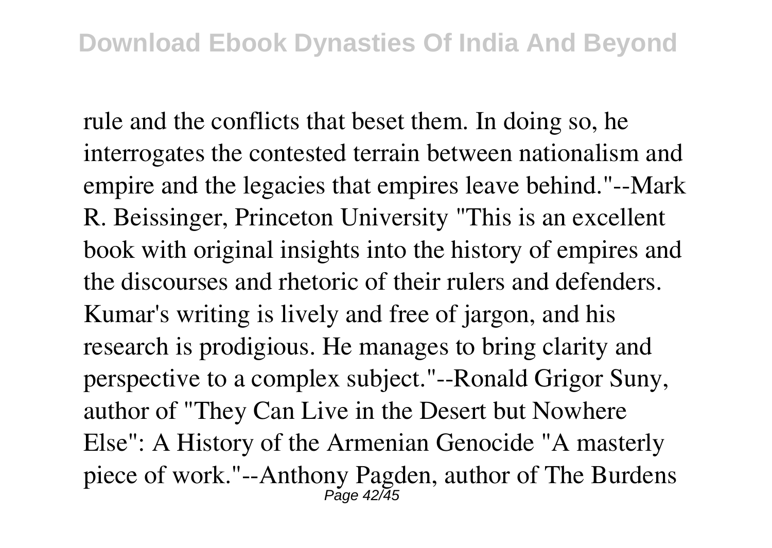rule and the conflicts that beset them. In doing so, he interrogates the contested terrain between nationalism and empire and the legacies that empires leave behind."--Mark R. Beissinger, Princeton University "This is an excellent book with original insights into the history of empires and the discourses and rhetoric of their rulers and defenders. Kumar's writing is lively and free of jargon, and his research is prodigious. He manages to bring clarity and perspective to a complex subject."--Ronald Grigor Suny, author of "They Can Live in the Desert but Nowhere Else": A History of the Armenian Genocide "A masterly piece of work."--Anthony Pagden, author of The Burdens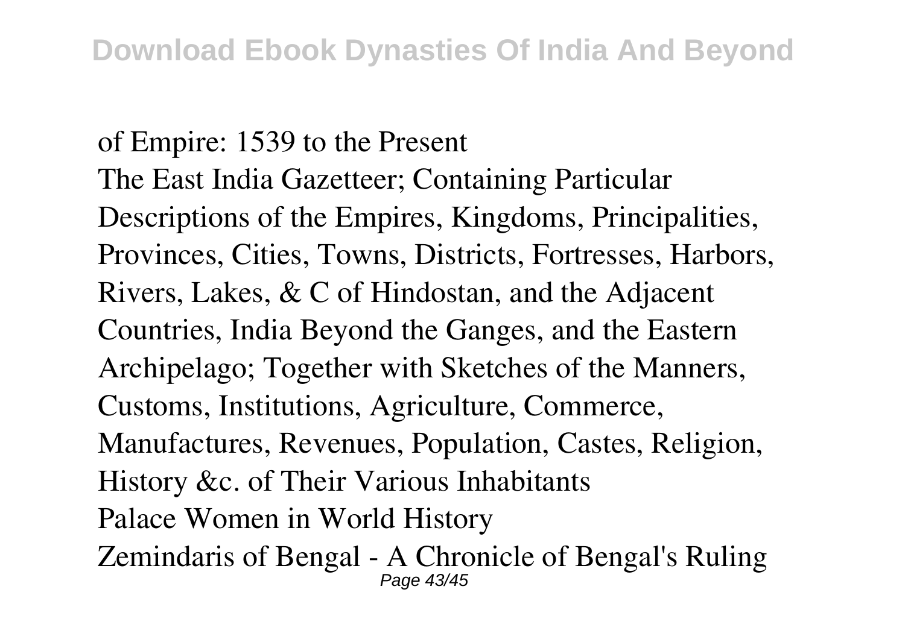of Empire: 1539 to the Present
The East India Gazetteer; Containing Particular Descriptions of the Empires, Kingdoms, Principalities, Provinces, Cities, Towns, Districts, Fortresses, Harbors, Rivers, Lakes, & C of Hindostan, and the Adjacent Countries, India Beyond the Ganges, and the Eastern Archipelago; Together with Sketches of the Manners, Customs, Institutions, Agriculture, Commerce, Manufactures, Revenues, Population, Castes, Religion, History &c. of Their Various Inhabitants
Palace Women in World History
Zemindaris of Bengal - A Chronicle of Bengal's Ruling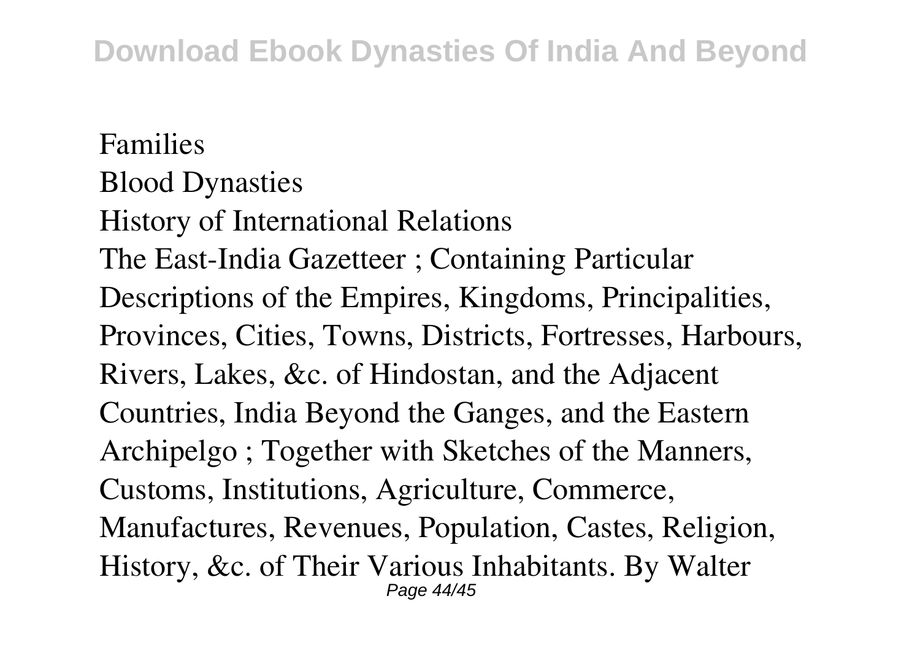Families

Blood Dynasties

History of International Relations

The East-India Gazetteer ; Containing Particular Descriptions of the Empires, Kingdoms, Principalities, Provinces, Cities, Towns, Districts, Fortresses, Harbours, Rivers, Lakes, &c. of Hindostan, and the Adjacent Countries, India Beyond the Ganges, and the Eastern Archipelgo ; Together with Sketches of the Manners, Customs, Institutions, Agriculture, Commerce, Manufactures, Revenues, Population, Castes, Religion, History, &c. of Their Various Inhabitants. By Walter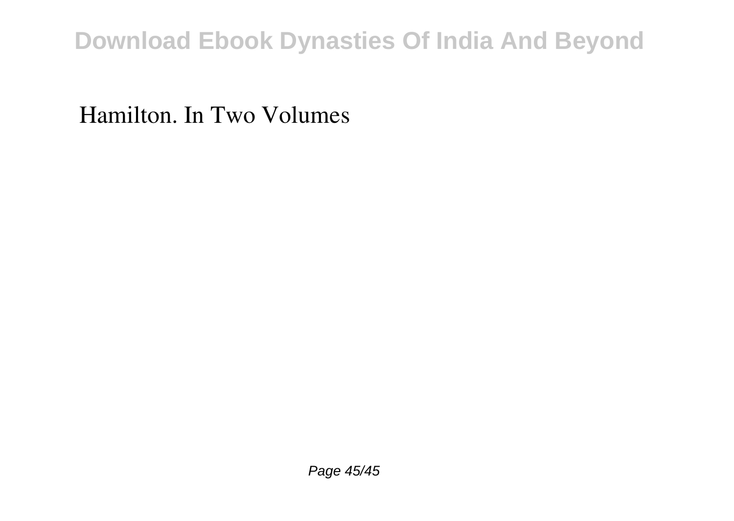Hamilton. In Two Volumes